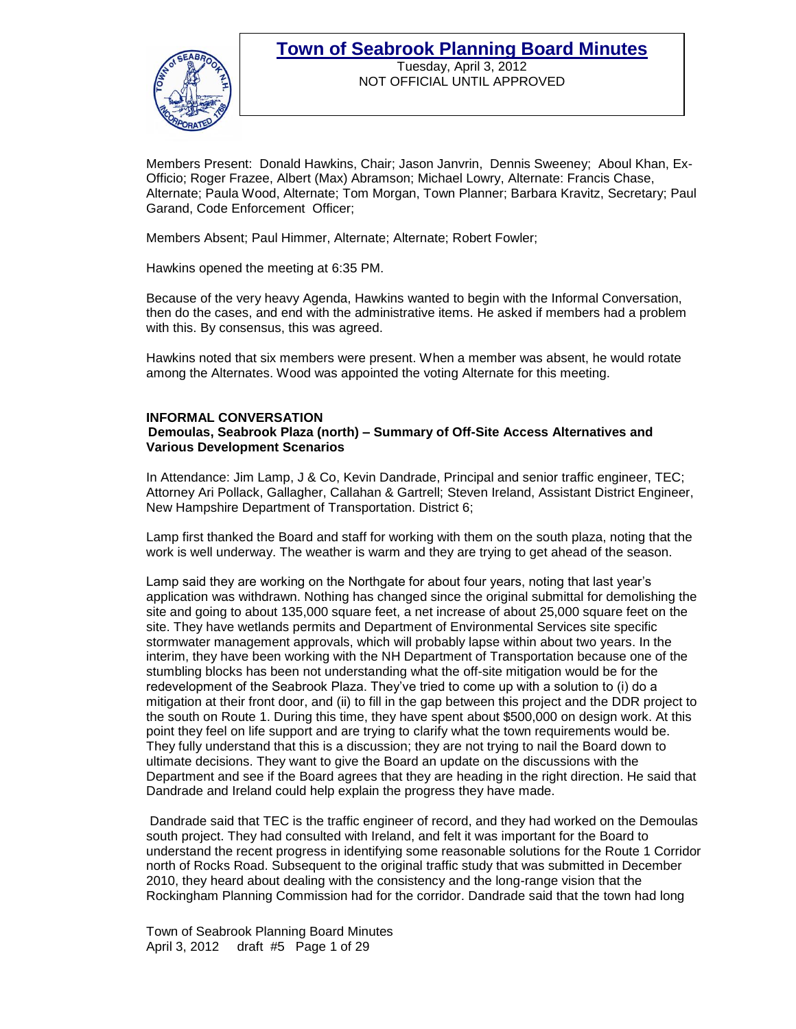# Town of Seabrook Planning Board Minutes

Tuesday, April 3, 2012
NOT OFFICIAL UNTIL APPROVED

Members Present: Donald Hawkins, Chair; Jason Janvrin, Dennis Sweeney; Aboul Khan, Ex-Officio; Roger Frazee, Albert (Max) Abramson; Michael Lowry, Alternate: Francis Chase, Alternate; Paula Wood, Alternate; Tom Morgan, Town Planner; Barbara Kravitz, Secretary; Paul Garand, Code Enforcement Officer;

Members Absent; Paul Himmer, Alternate; Alternate; Robert Fowler;

Hawkins opened the meeting at 6:35 PM.

Because of the very heavy Agenda, Hawkins wanted to begin with the Informal Conversation, then do the cases, and end with the administrative items. He asked if members had a problem with this. By consensus, this was agreed.

Hawkins noted that six members were present. When a member was absent, he would rotate among the Alternates. Wood was appointed the voting Alternate for this meeting.

**INFORMAL CONVERSATION**
**Demoulas, Seabrook Plaza (north) – Summary of Off-Site Access Alternatives and Various Development Scenarios**

In Attendance: Jim Lamp, J & Co, Kevin Dandrade, Principal and senior traffic engineer, TEC; Attorney Ari Pollack, Gallagher, Callahan & Gartrell; Steven Ireland, Assistant District Engineer, New Hampshire Department of Transportation. District 6;

Lamp first thanked the Board and staff for working with them on the south plaza, noting that the work is well underway. The weather is warm and they are trying to get ahead of the season.

Lamp said they are working on the Northgate for about four years, noting that last year's application was withdrawn. Nothing has changed since the original submittal for demolishing the site and going to about 135,000 square feet, a net increase of about 25,000 square feet on the site. They have wetlands permits and Department of Environmental Services site specific stormwater management approvals, which will probably lapse within about two years. In the interim, they have been working with the NH Department of Transportation because one of the stumbling blocks has been not understanding what the off-site mitigation would be for the redevelopment of the Seabrook Plaza. They've tried to come up with a solution to (i) do a mitigation at their front door, and (ii) to fill in the gap between this project and the DDR project to the south on Route 1. During this time, they have spent about $500,000 on design work. At this point they feel on life support and are trying to clarify what the town requirements would be. They fully understand that this is a discussion; they are not trying to nail the Board down to ultimate decisions. They want to give the Board an update on the discussions with the Department and see if the Board agrees that they are heading in the right direction. He said that Dandrade and Ireland could help explain the progress they have made.

Dandrade said that TEC is the traffic engineer of record, and they had worked on the Demoulas south project. They had consulted with Ireland, and felt it was important for the Board to understand the recent progress in identifying some reasonable solutions for the Route 1 Corridor north of Rocks Road. Subsequent to the original traffic study that was submitted in December 2010, they heard about dealing with the consistency and the long-range vision that the Rockingham Planning Commission had for the corridor. Dandrade said that the town had long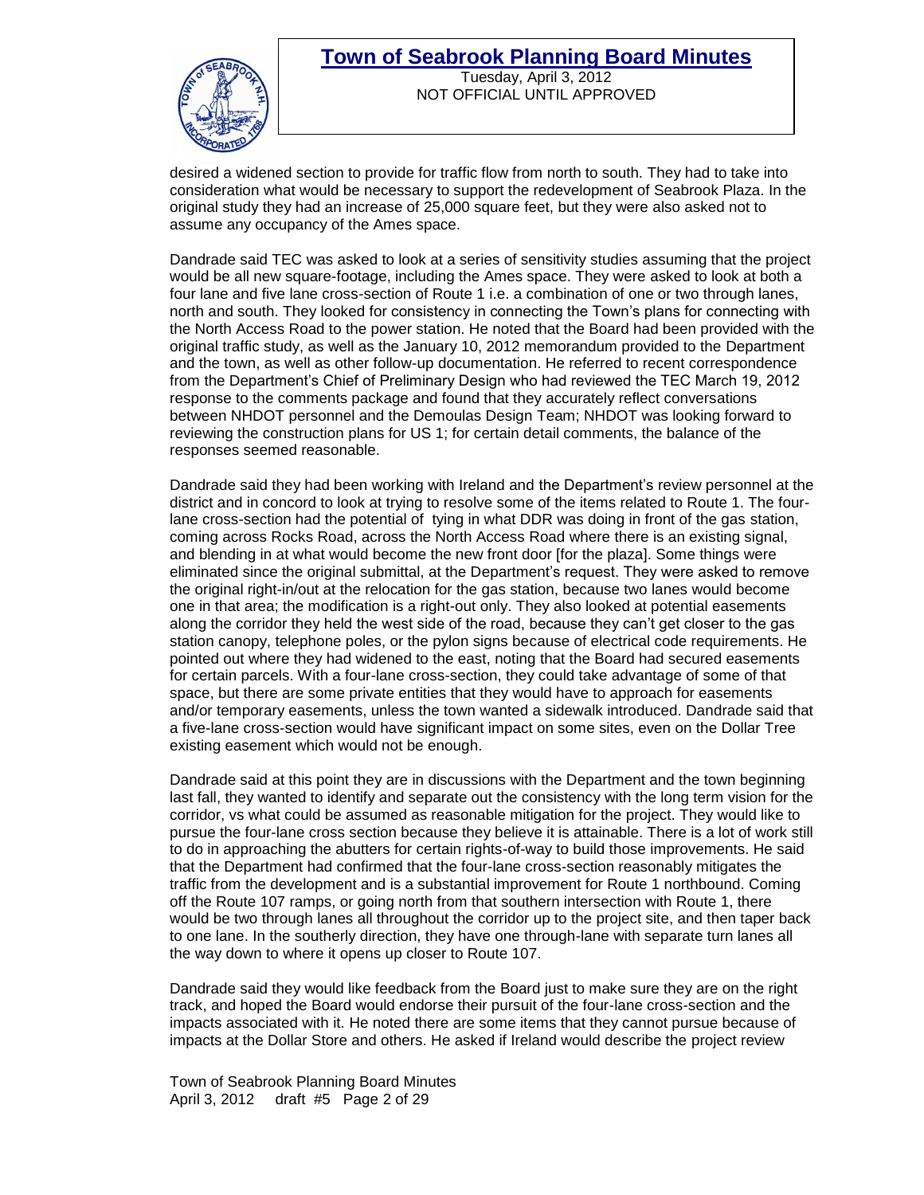desired a widened section to provide for traffic flow from north to south. They had to take into consideration what would be necessary to support the redevelopment of Seabrook Plaza. In the original study they had an increase of 25,000 square feet, but they were also asked not to assume any occupancy of the Ames space.

Dandrade said TEC was asked to look at a series of sensitivity studies assuming that the project would be all new square-footage, including the Ames space. They were asked to look at both a four lane and five lane cross-section of Route 1 i.e. a combination of one or two through lanes, north and south. They looked for consistency in connecting the Town's plans for connecting with the North Access Road to the power station. He noted that the Board had been provided with the original traffic study, as well as the January 10, 2012 memorandum provided to the Department and the town, as well as other follow-up documentation. He referred to recent correspondence from the Department's Chief of Preliminary Design who had reviewed the TEC March 19, 2012 response to the comments package and found that they accurately reflect conversations between NHDOT personnel and the Demoulas Design Team; NHDOT was looking forward to reviewing the construction plans for US 1; for certain detail comments, the balance of the responses seemed reasonable.

Dandrade said they had been working with Ireland and the Department's review personnel at the district and in concord to look at trying to resolve some of the items related to Route 1. The four-lane cross-section had the potential of tying in what DDR was doing in front of the gas station, coming across Rocks Road, across the North Access Road where there is an existing signal, and blending in at what would become the new front door [for the plaza]. Some things were eliminated since the original submittal, at the Department's request. They were asked to remove the original right-in/out at the relocation for the gas station, because two lanes would become one in that area; the modification is a right-out only. They also looked at potential easements along the corridor they held the west side of the road, because they can't get closer to the gas station canopy, telephone poles, or the pylon signs because of electrical code requirements. He pointed out where they had widened to the east, noting that the Board had secured easements for certain parcels. With a four-lane cross-section, they could take advantage of some of that space, but there are some private entities that they would have to approach for easements and/or temporary easements, unless the town wanted a sidewalk introduced. Dandrade said that a five-lane cross-section would have significant impact on some sites, even on the Dollar Tree existing easement which would not be enough.

Dandrade said at this point they are in discussions with the Department and the town beginning last fall, they wanted to identify and separate out the consistency with the long term vision for the corridor, vs what could be assumed as reasonable mitigation for the project. They would like to pursue the four-lane cross section because they believe it is attainable. There is a lot of work still to do in approaching the abutters for certain rights-of-way to build those improvements. He said that the Department had confirmed that the four-lane cross-section reasonably mitigates the traffic from the development and is a substantial improvement for Route 1 northbound. Coming off the Route 107 ramps, or going north from that southern intersection with Route 1, there would be two through lanes all throughout the corridor up to the project site, and then taper back to one lane. In the southerly direction, they have one through-lane with separate turn lanes all the way down to where it opens up closer to Route 107.

Dandrade said they would like feedback from the Board just to make sure they are on the right track, and hoped the Board would endorse their pursuit of the four-lane cross-section and the impacts associated with it. He noted there are some items that they cannot pursue because of impacts at the Dollar Store and others. He asked if Ireland would describe the project review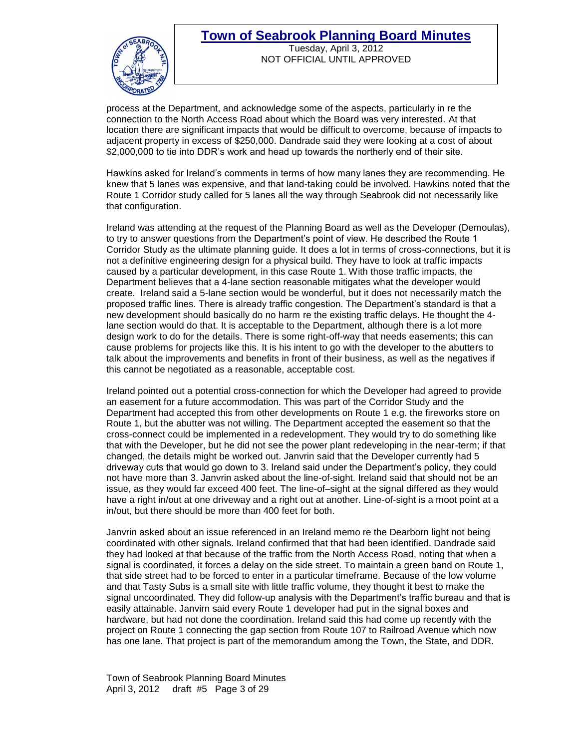process at the Department, and acknowledge some of the aspects, particularly in re the connection to the North Access Road about which the Board was very interested. At that location there are significant impacts that would be difficult to overcome, because of impacts to adjacent property in excess of $250,000. Dandrade said they were looking at a cost of about $2,000,000 to tie into DDR's work and head up towards the northerly end of their site.

Hawkins asked for Ireland's comments in terms of how many lanes they are recommending. He knew that 5 lanes was expensive, and that land-taking could be involved. Hawkins noted that the Route 1 Corridor study called for 5 lanes all the way through Seabrook did not necessarily like that configuration.

Ireland was attending at the request of the Planning Board as well as the Developer (Demoulas), to try to answer questions from the Department's point of view. He described the Route 1 Corridor Study as the ultimate planning guide. It does a lot in terms of cross-connections, but it is not a definitive engineering design for a physical build. They have to look at traffic impacts caused by a particular development, in this case Route 1. With those traffic impacts, the Department believes that a 4-lane section reasonable mitigates what the developer would create. Ireland said a 5-lane section would be wonderful, but it does not necessarily match the proposed traffic lines. There is already traffic congestion. The Department's standard is that a new development should basically do no harm re the existing traffic delays. He thought the 4-lane section would do that. It is acceptable to the Department, although there is a lot more design work to do for the details. There is some right-off-way that needs easements; this can cause problems for projects like this. It is his intent to go with the developer to the abutters to talk about the improvements and benefits in front of their business, as well as the negatives if this cannot be negotiated as a reasonable, acceptable cost.

Ireland pointed out a potential cross-connection for which the Developer had agreed to provide an easement for a future accommodation. This was part of the Corridor Study and the Department had accepted this from other developments on Route 1 e.g. the fireworks store on Route 1, but the abutter was not willing. The Department accepted the easement so that the cross-connect could be implemented in a redevelopment. They would try to do something like that with the Developer, but he did not see the power plant redeveloping in the near-term; if that changed, the details might be worked out. Janvrin said that the Developer currently had 5 driveway cuts that would go down to 3. Ireland said under the Department's policy, they could not have more than 3. Janvrin asked about the line-of-sight. Ireland said that should not be an issue, as they would far exceed 400 feet. The line-of–sight at the signal differed as they would have a right in/out at one driveway and a right out at another. Line-of-sight is a moot point at a in/out, but there should be more than 400 feet for both.

Janvrin asked about an issue referenced in an Ireland memo re the Dearborn light not being coordinated with other signals. Ireland confirmed that that had been identified. Dandrade said they had looked at that because of the traffic from the North Access Road, noting that when a signal is coordinated, it forces a delay on the side street. To maintain a green band on Route 1, that side street had to be forced to enter in a particular timeframe. Because of the low volume and that Tasty Subs is a small site with little traffic volume, they thought it best to make the signal uncoordinated. They did follow-up analysis with the Department's traffic bureau and that is easily attainable. Janvirn said every Route 1 developer had put in the signal boxes and hardware, but had not done the coordination. Ireland said this had come up recently with the project on Route 1 connecting the gap section from Route 107 to Railroad Avenue which now has one lane. That project is part of the memorandum among the Town, the State, and DDR.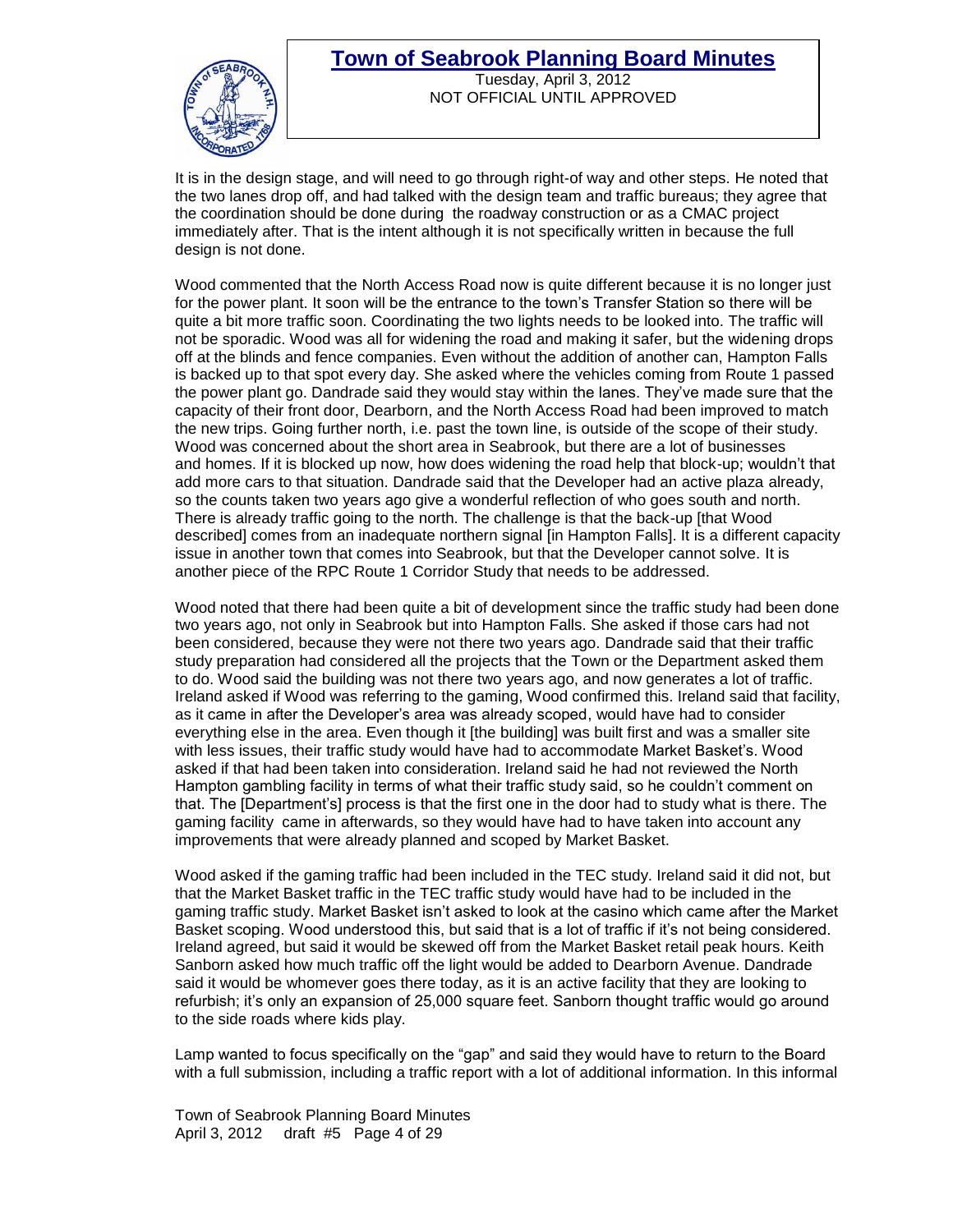It is in the design stage, and will need to go through right-of way and other steps. He noted that the two lanes drop off, and had talked with the design team and traffic bureaus; they agree that the coordination should be done during the roadway construction or as a CMAC project immediately after. That is the intent although it is not specifically written in because the full design is not done.

Wood commented that the North Access Road now is quite different because it is no longer just for the power plant. It soon will be the entrance to the town's Transfer Station so there will be quite a bit more traffic soon. Coordinating the two lights needs to be looked into. The traffic will not be sporadic. Wood was all for widening the road and making it safer, but the widening drops off at the blinds and fence companies. Even without the addition of another can, Hampton Falls is backed up to that spot every day. She asked where the vehicles coming from Route 1 passed the power plant go. Dandrade said they would stay within the lanes. They've made sure that the capacity of their front door, Dearborn, and the North Access Road had been improved to match the new trips. Going further north, i.e. past the town line, is outside of the scope of their study. Wood was concerned about the short area in Seabrook, but there are a lot of businesses and homes. If it is blocked up now, how does widening the road help that block-up; wouldn't that add more cars to that situation. Dandrade said that the Developer had an active plaza already, so the counts taken two years ago give a wonderful reflection of who goes south and north. There is already traffic going to the north. The challenge is that the back-up [that Wood described] comes from an inadequate northern signal [in Hampton Falls]. It is a different capacity issue in another town that comes into Seabrook, but that the Developer cannot solve. It is another piece of the RPC Route 1 Corridor Study that needs to be addressed.

Wood noted that there had been quite a bit of development since the traffic study had been done two years ago, not only in Seabrook but into Hampton Falls. She asked if those cars had not been considered, because they were not there two years ago. Dandrade said that their traffic study preparation had considered all the projects that the Town or the Department asked them to do. Wood said the building was not there two years ago, and now generates a lot of traffic. Ireland asked if Wood was referring to the gaming, Wood confirmed this. Ireland said that facility, as it came in after the Developer's area was already scoped, would have had to consider everything else in the area. Even though it [the building] was built first and was a smaller site with less issues, their traffic study would have had to accommodate Market Basket's. Wood asked if that had been taken into consideration. Ireland said he had not reviewed the North Hampton gambling facility in terms of what their traffic study said, so he couldn't comment on that. The [Department's] process is that the first one in the door had to study what is there. The gaming facility came in afterwards, so they would have had to have taken into account any improvements that were already planned and scoped by Market Basket.

Wood asked if the gaming traffic had been included in the TEC study. Ireland said it did not, but that the Market Basket traffic in the TEC traffic study would have had to be included in the gaming traffic study. Market Basket isn't asked to look at the casino which came after the Market Basket scoping. Wood understood this, but said that is a lot of traffic if it's not being considered. Ireland agreed, but said it would be skewed off from the Market Basket retail peak hours. Keith Sanborn asked how much traffic off the light would be added to Dearborn Avenue. Dandrade said it would be whomever goes there today, as it is an active facility that they are looking to refurbish; it's only an expansion of 25,000 square feet. Sanborn thought traffic would go around to the side roads where kids play.

Lamp wanted to focus specifically on the "gap" and said they would have to return to the Board with a full submission, including a traffic report with a lot of additional information. In this informal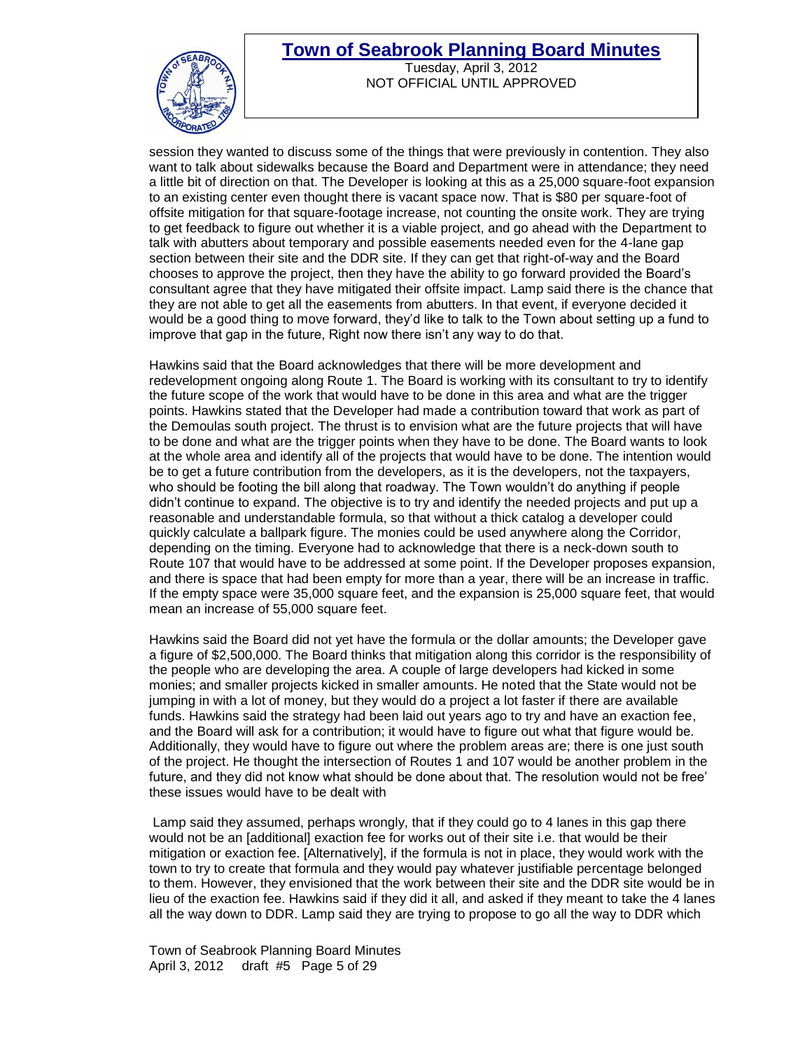session they wanted to discuss some of the things that were previously in contention. They also want to talk about sidewalks because the Board and Department were in attendance; they need a little bit of direction on that. The Developer is looking at this as a 25,000 square-foot expansion to an existing center even thought there is vacant space now. That is $80 per square-foot of offsite mitigation for that square-footage increase, not counting the onsite work. They are trying to get feedback to figure out whether it is a viable project, and go ahead with the Department to talk with abutters about temporary and possible easements needed even for the 4-lane gap section between their site and the DDR site. If they can get that right-of-way and the Board chooses to approve the project, then they have the ability to go forward provided the Board's consultant agree that they have mitigated their offsite impact. Lamp said there is the chance that they are not able to get all the easements from abutters. In that event, if everyone decided it would be a good thing to move forward, they'd like to talk to the Town about setting up a fund to improve that gap in the future, Right now there isn't any way to do that.

Hawkins said that the Board acknowledges that there will be more development and redevelopment ongoing along Route 1. The Board is working with its consultant to try to identify the future scope of the work that would have to be done in this area and what are the trigger points. Hawkins stated that the Developer had made a contribution toward that work as part of the Demoulas south project. The thrust is to envision what are the future projects that will have to be done and what are the trigger points when they have to be done. The Board wants to look at the whole area and identify all of the projects that would have to be done. The intention would be to get a future contribution from the developers, as it is the developers, not the taxpayers, who should be footing the bill along that roadway. The Town wouldn't do anything if people didn't continue to expand. The objective is to try and identify the needed projects and put up a reasonable and understandable formula, so that without a thick catalog a developer could quickly calculate a ballpark figure. The monies could be used anywhere along the Corridor, depending on the timing. Everyone had to acknowledge that there is a neck-down south to Route 107 that would have to be addressed at some point. If the Developer proposes expansion, and there is space that had been empty for more than a year, there will be an increase in traffic. If the empty space were 35,000 square feet, and the expansion is 25,000 square feet, that would mean an increase of 55,000 square feet.

Hawkins said the Board did not yet have the formula or the dollar amounts; the Developer gave a figure of $2,500,000. The Board thinks that mitigation along this corridor is the responsibility of the people who are developing the area. A couple of large developers had kicked in some monies; and smaller projects kicked in smaller amounts. He noted that the State would not be jumping in with a lot of money, but they would do a project a lot faster if there are available funds. Hawkins said the strategy had been laid out years ago to try and have an exaction fee, and the Board will ask for a contribution; it would have to figure out what that figure would be. Additionally, they would have to figure out where the problem areas are; there is one just south of the project. He thought the intersection of Routes 1 and 107 would be another problem in the future, and they did not know what should be done about that. The resolution would not be free' these issues would have to be dealt with

Lamp said they assumed, perhaps wrongly, that if they could go to 4 lanes in this gap there would not be an [additional] exaction fee for works out of their site i.e. that would be their mitigation or exaction fee. [Alternatively], if the formula is not in place, they would work with the town to try to create that formula and they would pay whatever justifiable percentage belonged to them. However, they envisioned that the work between their site and the DDR site would be in lieu of the exaction fee. Hawkins said if they did it all, and asked if they meant to take the 4 lanes all the way down to DDR. Lamp said they are trying to propose to go all the way to DDR which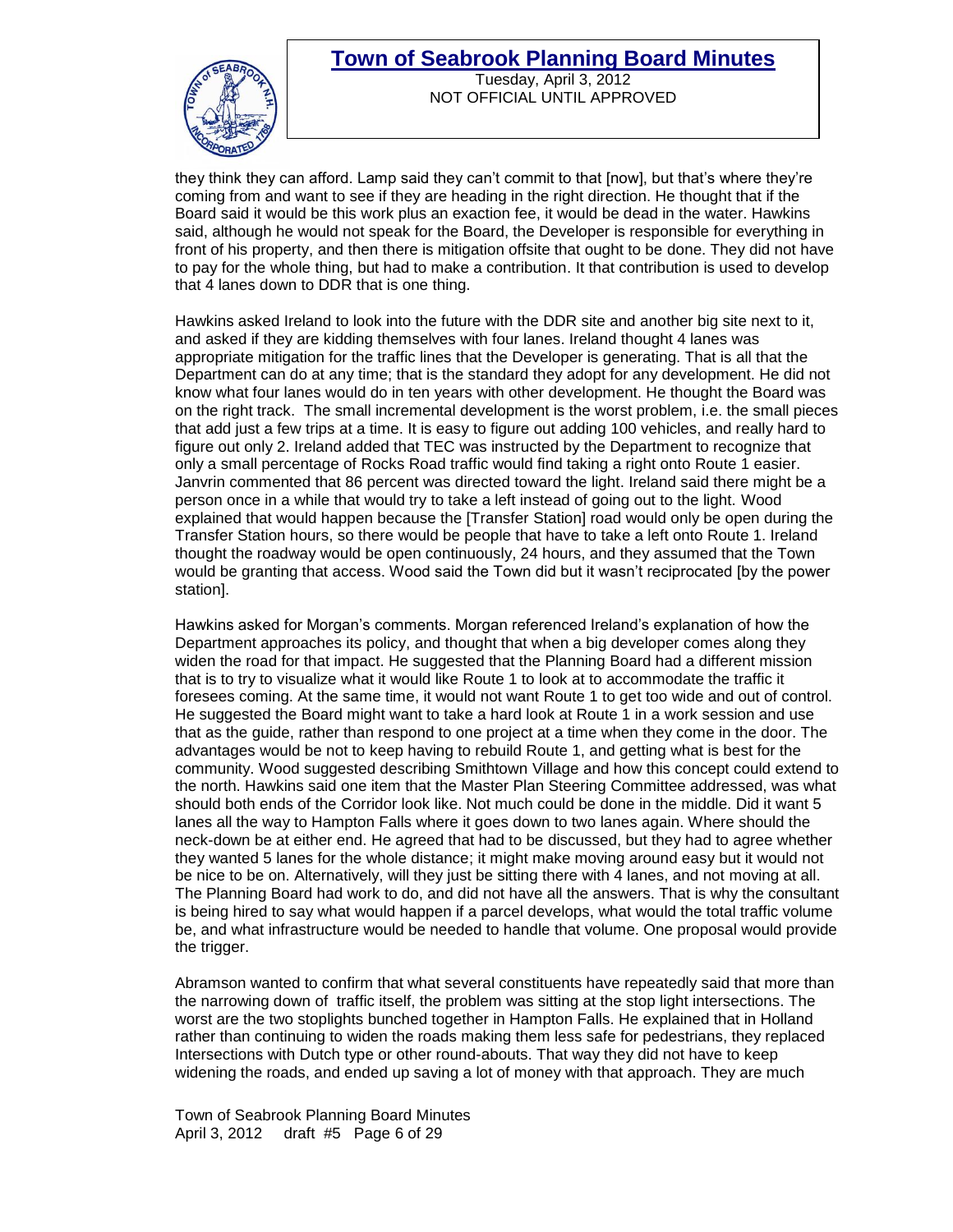they think they can afford. Lamp said they can't commit to that [now], but that's where they're coming from and want to see if they are heading in the right direction. He thought that if the Board said it would be this work plus an exaction fee, it would be dead in the water. Hawkins said, although he would not speak for the Board, the Developer is responsible for everything in front of his property, and then there is mitigation offsite that ought to be done. They did not have to pay for the whole thing, but had to make a contribution. It that contribution is used to develop that 4 lanes down to DDR that is one thing.

Hawkins asked Ireland to look into the future with the DDR site and another big site next to it, and asked if they are kidding themselves with four lanes. Ireland thought 4 lanes was appropriate mitigation for the traffic lines that the Developer is generating. That is all that the Department can do at any time; that is the standard they adopt for any development. He did not know what four lanes would do in ten years with other development. He thought the Board was on the right track. The small incremental development is the worst problem, i.e. the small pieces that add just a few trips at a time. It is easy to figure out adding 100 vehicles, and really hard to figure out only 2. Ireland added that TEC was instructed by the Department to recognize that only a small percentage of Rocks Road traffic would find taking a right onto Route 1 easier. Janvrin commented that 86 percent was directed toward the light. Ireland said there might be a person once in a while that would try to take a left instead of going out to the light. Wood explained that would happen because the [Transfer Station] road would only be open during the Transfer Station hours, so there would be people that have to take a left onto Route 1. Ireland thought the roadway would be open continuously, 24 hours, and they assumed that the Town would be granting that access. Wood said the Town did but it wasn't reciprocated [by the power station].

Hawkins asked for Morgan's comments. Morgan referenced Ireland's explanation of how the Department approaches its policy, and thought that when a big developer comes along they widen the road for that impact. He suggested that the Planning Board had a different mission that is to try to visualize what it would like Route 1 to look at to accommodate the traffic it foresees coming. At the same time, it would not want Route 1 to get too wide and out of control. He suggested the Board might want to take a hard look at Route 1 in a work session and use that as the guide, rather than respond to one project at a time when they come in the door. The advantages would be not to keep having to rebuild Route 1, and getting what is best for the community. Wood suggested describing Smithtown Village and how this concept could extend to the north. Hawkins said one item that the Master Plan Steering Committee addressed, was what should both ends of the Corridor look like. Not much could be done in the middle. Did it want 5 lanes all the way to Hampton Falls where it goes down to two lanes again. Where should the neck-down be at either end. He agreed that had to be discussed, but they had to agree whether they wanted 5 lanes for the whole distance; it might make moving around easy but it would not be nice to be on. Alternatively, will they just be sitting there with 4 lanes, and not moving at all. The Planning Board had work to do, and did not have all the answers. That is why the consultant is being hired to say what would happen if a parcel develops, what would the total traffic volume be, and what infrastructure would be needed to handle that volume. One proposal would provide the trigger.

Abramson wanted to confirm that what several constituents have repeatedly said that more than the narrowing down of traffic itself, the problem was sitting at the stop light intersections. The worst are the two stoplights bunched together in Hampton Falls. He explained that in Holland rather than continuing to widen the roads making them less safe for pedestrians, they replaced Intersections with Dutch type or other round-abouts. That way they did not have to keep widening the roads, and ended up saving a lot of money with that approach. They are much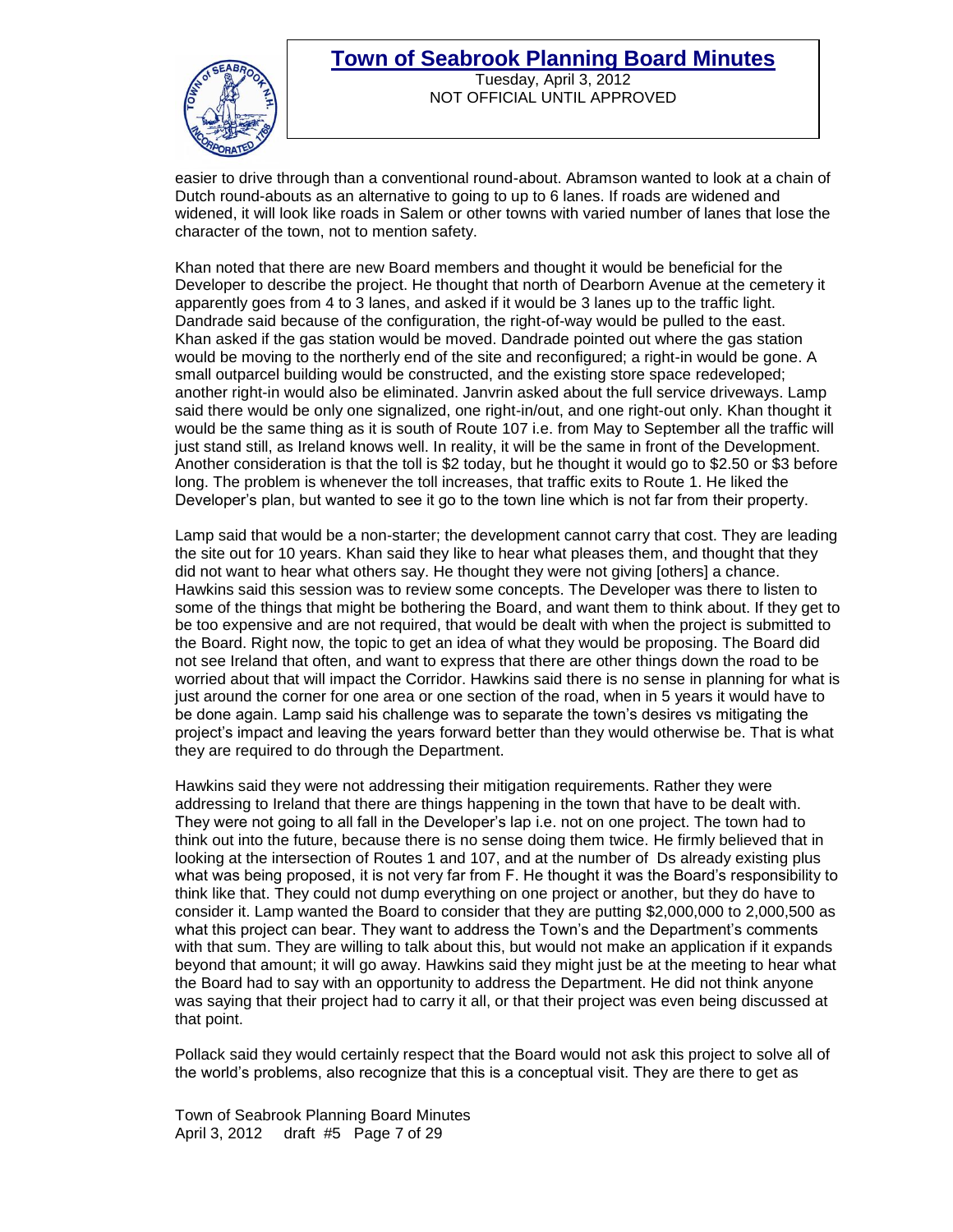easier to drive through than a conventional round-about. Abramson wanted to look at a chain of Dutch round-abouts as an alternative to going to up to 6 lanes. If roads are widened and widened, it will look like roads in Salem or other towns with varied number of lanes that lose the character of the town, not to mention safety.

Khan noted that there are new Board members and thought it would be beneficial for the Developer to describe the project. He thought that north of Dearborn Avenue at the cemetery it apparently goes from 4 to 3 lanes, and asked if it would be 3 lanes up to the traffic light. Dandrade said because of the configuration, the right-of-way would be pulled to the east. Khan asked if the gas station would be moved. Dandrade pointed out where the gas station would be moving to the northerly end of the site and reconfigured; a right-in would be gone. A small outparcel building would be constructed, and the existing store space redeveloped; another right-in would also be eliminated. Janvrin asked about the full service driveways. Lamp said there would be only one signalized, one right-in/out, and one right-out only. Khan thought it would be the same thing as it is south of Route 107 i.e. from May to September all the traffic will just stand still, as Ireland knows well. In reality, it will be the same in front of the Development. Another consideration is that the toll is $2 today, but he thought it would go to $2.50 or $3 before long. The problem is whenever the toll increases, that traffic exits to Route 1. He liked the Developer's plan, but wanted to see it go to the town line which is not far from their property.

Lamp said that would be a non-starter; the development cannot carry that cost. They are leading the site out for 10 years. Khan said they like to hear what pleases them, and thought that they did not want to hear what others say. He thought they were not giving [others] a chance. Hawkins said this session was to review some concepts. The Developer was there to listen to some of the things that might be bothering the Board, and want them to think about. If they get to be too expensive and are not required, that would be dealt with when the project is submitted to the Board. Right now, the topic to get an idea of what they would be proposing. The Board did not see Ireland that often, and want to express that there are other things down the road to be worried about that will impact the Corridor. Hawkins said there is no sense in planning for what is just around the corner for one area or one section of the road, when in 5 years it would have to be done again. Lamp said his challenge was to separate the town's desires vs mitigating the project's impact and leaving the years forward better than they would otherwise be. That is what they are required to do through the Department.

Hawkins said they were not addressing their mitigation requirements. Rather they were addressing to Ireland that there are things happening in the town that have to be dealt with. They were not going to all fall in the Developer's lap i.e. not on one project. The town had to think out into the future, because there is no sense doing them twice. He firmly believed that in looking at the intersection of Routes 1 and 107, and at the number of Ds already existing plus what was being proposed, it is not very far from F. He thought it was the Board's responsibility to think like that. They could not dump everything on one project or another, but they do have to consider it. Lamp wanted the Board to consider that they are putting $2,000,000 to 2,000,500 as what this project can bear. They want to address the Town's and the Department's comments with that sum. They are willing to talk about this, but would not make an application if it expands beyond that amount; it will go away. Hawkins said they might just be at the meeting to hear what the Board had to say with an opportunity to address the Department. He did not think anyone was saying that their project had to carry it all, or that their project was even being discussed at that point.

Pollack said they would certainly respect that the Board would not ask this project to solve all of the world's problems, also recognize that this is a conceptual visit. They are there to get as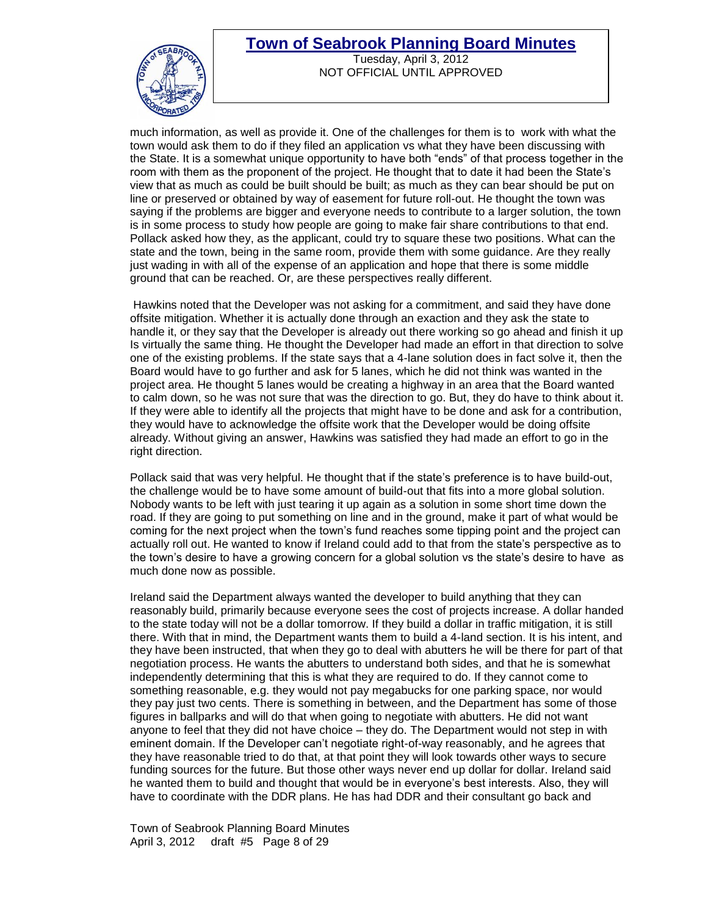much information, as well as provide it. One of the challenges for them is to work with what the town would ask them to do if they filed an application vs what they have been discussing with the State. It is a somewhat unique opportunity to have both "ends" of that process together in the room with them as the proponent of the project. He thought that to date it had been the State's view that as much as could be built should be built; as much as they can bear should be put on line or preserved or obtained by way of easement for future roll-out. He thought the town was saying if the problems are bigger and everyone needs to contribute to a larger solution, the town is in some process to study how people are going to make fair share contributions to that end. Pollack asked how they, as the applicant, could try to square these two positions. What can the state and the town, being in the same room, provide them with some guidance. Are they really just wading in with all of the expense of an application and hope that there is some middle ground that can be reached. Or, are these perspectives really different.

Hawkins noted that the Developer was not asking for a commitment, and said they have done offsite mitigation. Whether it is actually done through an exaction and they ask the state to handle it, or they say that the Developer is already out there working so go ahead and finish it up Is virtually the same thing. He thought the Developer had made an effort in that direction to solve one of the existing problems. If the state says that a 4-lane solution does in fact solve it, then the Board would have to go further and ask for 5 lanes, which he did not think was wanted in the project area. He thought 5 lanes would be creating a highway in an area that the Board wanted to calm down, so he was not sure that was the direction to go. But, they do have to think about it. If they were able to identify all the projects that might have to be done and ask for a contribution, they would have to acknowledge the offsite work that the Developer would be doing offsite already. Without giving an answer, Hawkins was satisfied they had made an effort to go in the right direction.

Pollack said that was very helpful. He thought that if the state's preference is to have build-out, the challenge would be to have some amount of build-out that fits into a more global solution. Nobody wants to be left with just tearing it up again as a solution in some short time down the road. If they are going to put something on line and in the ground, make it part of what would be coming for the next project when the town's fund reaches some tipping point and the project can actually roll out. He wanted to know if Ireland could add to that from the state's perspective as to the town's desire to have a growing concern for a global solution vs the state's desire to have as much done now as possible.

Ireland said the Department always wanted the developer to build anything that they can reasonably build, primarily because everyone sees the cost of projects increase. A dollar handed to the state today will not be a dollar tomorrow. If they build a dollar in traffic mitigation, it is still there. With that in mind, the Department wants them to build a 4-land section. It is his intent, and they have been instructed, that when they go to deal with abutters he will be there for part of that negotiation process. He wants the abutters to understand both sides, and that he is somewhat independently determining that this is what they are required to do. If they cannot come to something reasonable, e.g. they would not pay megabucks for one parking space, nor would they pay just two cents. There is something in between, and the Department has some of those figures in ballparks and will do that when going to negotiate with abutters. He did not want anyone to feel that they did not have choice – they do. The Department would not step in with eminent domain. If the Developer can't negotiate right-of-way reasonably, and he agrees that they have reasonable tried to do that, at that point they will look towards other ways to secure funding sources for the future. But those other ways never end up dollar for dollar. Ireland said he wanted them to build and thought that would be in everyone's best interests. Also, they will have to coordinate with the DDR plans. He has had DDR and their consultant go back and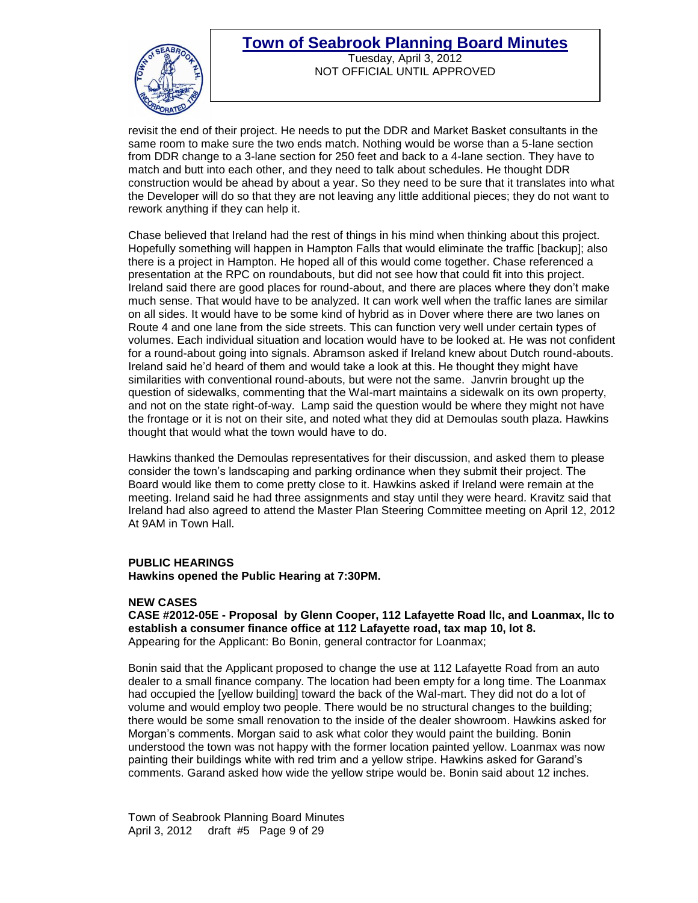revisit the end of their project. He needs to put the DDR and Market Basket consultants in the same room to make sure the two ends match. Nothing would be worse than a 5-lane section from DDR change to a 3-lane section for 250 feet and back to a 4-lane section. They have to match and butt into each other, and they need to talk about schedules. He thought DDR construction would be ahead by about a year. So they need to be sure that it translates into what the Developer will do so that they are not leaving any little additional pieces; they do not want to rework anything if they can help it.

Chase believed that Ireland had the rest of things in his mind when thinking about this project. Hopefully something will happen in Hampton Falls that would eliminate the traffic [backup]; also there is a project in Hampton. He hoped all of this would come together. Chase referenced a presentation at the RPC on roundabouts, but did not see how that could fit into this project. Ireland said there are good places for round-about, and there are places where they don't make much sense. That would have to be analyzed. It can work well when the traffic lanes are similar on all sides. It would have to be some kind of hybrid as in Dover where there are two lanes on Route 4 and one lane from the side streets. This can function very well under certain types of volumes. Each individual situation and location would have to be looked at. He was not confident for a round-about going into signals. Abramson asked if Ireland knew about Dutch round-abouts. Ireland said he'd heard of them and would take a look at this. He thought they might have similarities with conventional round-abouts, but were not the same. Janvrin brought up the question of sidewalks, commenting that the Wal-mart maintains a sidewalk on its own property, and not on the state right-of-way. Lamp said the question would be where they might not have the frontage or it is not on their site, and noted what they did at Demoulas south plaza. Hawkins thought that would what the town would have to do.

Hawkins thanked the Demoulas representatives for their discussion, and asked them to please consider the town's landscaping and parking ordinance when they submit their project. The Board would like them to come pretty close to it. Hawkins asked if Ireland were remain at the meeting. Ireland said he had three assignments and stay until they were heard. Kravitz said that Ireland had also agreed to attend the Master Plan Steering Committee meeting on April 12, 2012 At 9AM in Town Hall.

**PUBLIC HEARINGS**
**Hawkins opened the Public Hearing at 7:30PM.**

**NEW CASES**
**CASE #2012-05E - Proposal by Glenn Cooper, 112 Lafayette Road llc, and Loanmax, llc to establish a consumer finance office at 112 Lafayette road, tax map 10, lot 8.**
Appearing for the Applicant: Bo Bonin, general contractor for Loanmax;

Bonin said that the Applicant proposed to change the use at 112 Lafayette Road from an auto dealer to a small finance company. The location had been empty for a long time. The Loanmax had occupied the [yellow building] toward the back of the Wal-mart. They did not do a lot of volume and would employ two people. There would be no structural changes to the building; there would be some small renovation to the inside of the dealer showroom. Hawkins asked for Morgan's comments. Morgan said to ask what color they would paint the building. Bonin understood the town was not happy with the former location painted yellow. Loanmax was now painting their buildings white with red trim and a yellow stripe. Hawkins asked for Garand's comments. Garand asked how wide the yellow stripe would be. Bonin said about 12 inches.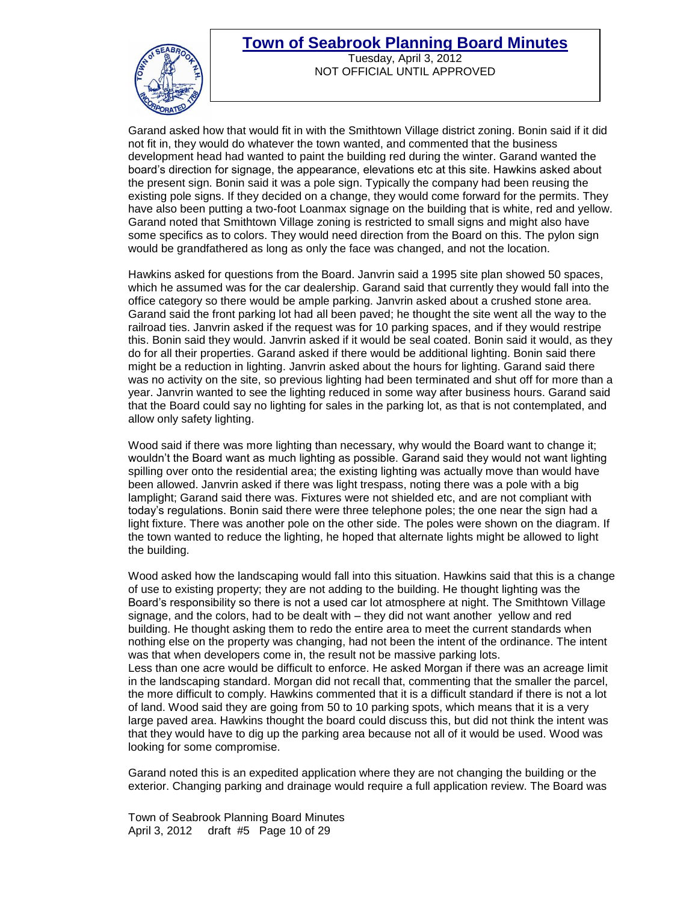Garand asked how that would fit in with the Smithtown Village district zoning. Bonin said if it did not fit in, they would do whatever the town wanted, and commented that the business development head had wanted to paint the building red during the winter. Garand wanted the board's direction for signage, the appearance, elevations etc at this site. Hawkins asked about the present sign. Bonin said it was a pole sign. Typically the company had been reusing the existing pole signs. If they decided on a change, they would come forward for the permits. They have also been putting a two-foot Loanmax signage on the building that is white, red and yellow. Garand noted that Smithtown Village zoning is restricted to small signs and might also have some specifics as to colors. They would need direction from the Board on this. The pylon sign would be grandfathered as long as only the face was changed, and not the location.

Hawkins asked for questions from the Board. Janvrin said a 1995 site plan showed 50 spaces, which he assumed was for the car dealership. Garand said that currently they would fall into the office category so there would be ample parking. Janvrin asked about a crushed stone area. Garand said the front parking lot had all been paved; he thought the site went all the way to the railroad ties. Janvrin asked if the request was for 10 parking spaces, and if they would restripe this. Bonin said they would. Janvrin asked if it would be seal coated. Bonin said it would, as they do for all their properties. Garand asked if there would be additional lighting. Bonin said there might be a reduction in lighting. Janvrin asked about the hours for lighting. Garand said there was no activity on the site, so previous lighting had been terminated and shut off for more than a year. Janvrin wanted to see the lighting reduced in some way after business hours. Garand said that the Board could say no lighting for sales in the parking lot, as that is not contemplated, and allow only safety lighting.

Wood said if there was more lighting than necessary, why would the Board want to change it; wouldn't the Board want as much lighting as possible. Garand said they would not want lighting spilling over onto the residential area; the existing lighting was actually move than would have been allowed. Janvrin asked if there was light trespass, noting there was a pole with a big lamplight; Garand said there was. Fixtures were not shielded etc, and are not compliant with today's regulations. Bonin said there were three telephone poles; the one near the sign had a light fixture. There was another pole on the other side. The poles were shown on the diagram. If the town wanted to reduce the lighting, he hoped that alternate lights might be allowed to light the building.

Wood asked how the landscaping would fall into this situation. Hawkins said that this is a change of use to existing property; they are not adding to the building. He thought lighting was the Board's responsibility so there is not a used car lot atmosphere at night. The Smithtown Village signage, and the colors, had to be dealt with – they did not want another yellow and red building. He thought asking them to redo the entire area to meet the current standards when nothing else on the property was changing, had not been the intent of the ordinance. The intent was that when developers come in, the result not be massive parking lots.
Less than one acre would be difficult to enforce. He asked Morgan if there was an acreage limit in the landscaping standard. Morgan did not recall that, commenting that the smaller the parcel, the more difficult to comply. Hawkins commented that it is a difficult standard if there is not a lot of land. Wood said they are going from 50 to 10 parking spots, which means that it is a very large paved area. Hawkins thought the board could discuss this, but did not think the intent was that they would have to dig up the parking area because not all of it would be used. Wood was looking for some compromise.

Garand noted this is an expedited application where they are not changing the building or the exterior. Changing parking and drainage would require a full application review. The Board was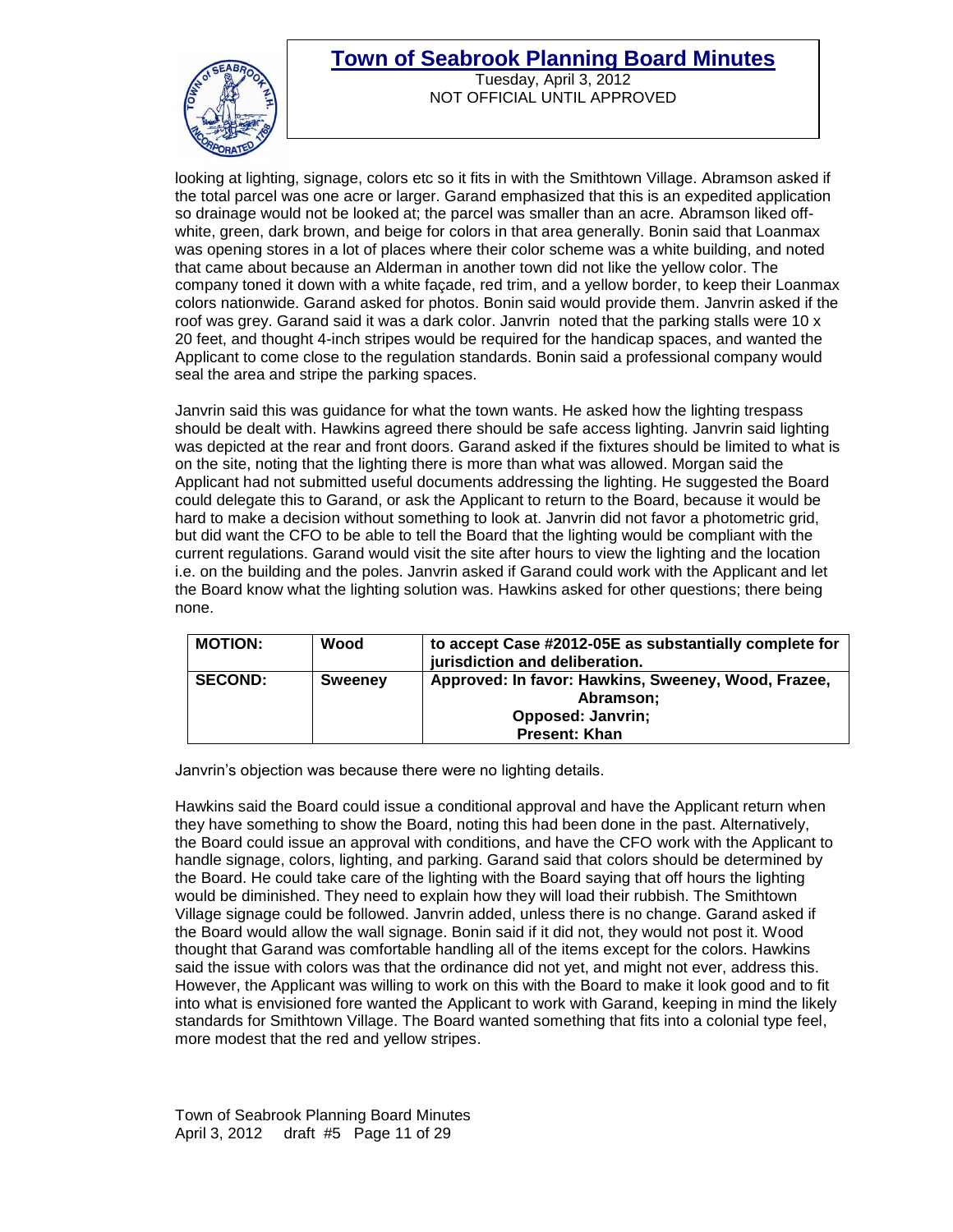looking at lighting, signage, colors etc so it fits in with the Smithtown Village. Abramson asked if the total parcel was one acre or larger. Garand emphasized that this is an expedited application so drainage would not be looked at; the parcel was smaller than an acre. Abramson liked off-white, green, dark brown, and beige for colors in that area generally. Bonin said that Loanmax was opening stores in a lot of places where their color scheme was a white building, and noted that came about because an Alderman in another town did not like the yellow color. The company toned it down with a white façade, red trim, and a yellow border, to keep their Loanmax colors nationwide. Garand asked for photos. Bonin said would provide them. Janvrin asked if the roof was grey. Garand said it was a dark color. Janvrin noted that the parking stalls were 10 x 20 feet, and thought 4-inch stripes would be required for the handicap spaces, and wanted the Applicant to come close to the regulation standards. Bonin said a professional company would seal the area and stripe the parking spaces.

Janvrin said this was guidance for what the town wants. He asked how the lighting trespass should be dealt with. Hawkins agreed there should be safe access lighting. Janvrin said lighting was depicted at the rear and front doors. Garand asked if the fixtures should be limited to what is on the site, noting that the lighting there is more than what was allowed. Morgan said the Applicant had not submitted useful documents addressing the lighting. He suggested the Board could delegate this to Garand, or ask the Applicant to return to the Board, because it would be hard to make a decision without something to look at. Janvrin did not favor a photometric grid, but did want the CFO to be able to tell the Board that the lighting would be compliant with the current regulations. Garand would visit the site after hours to view the lighting and the location i.e. on the building and the poles. Janvrin asked if Garand could work with the Applicant and let the Board know what the lighting solution was. Hawkins asked for other questions; there being none.

| **MOTION:** | **Wood** | **to accept Case #2012-05E as substantially complete for jurisdiction and deliberation.** |
|---|---|---|
| **SECOND:** | **Sweeney** | **Approved: In favor: Hawkins, Sweeney, Wood, Frazee, Abramson; Opposed: Janvrin; Present: Khan** |

Janvrin's objection was because there were no lighting details.

Hawkins said the Board could issue a conditional approval and have the Applicant return when they have something to show the Board, noting this had been done in the past. Alternatively, the Board could issue an approval with conditions, and have the CFO work with the Applicant to handle signage, colors, lighting, and parking. Garand said that colors should be determined by the Board. He could take care of the lighting with the Board saying that off hours the lighting would be diminished. They need to explain how they will load their rubbish. The Smithtown Village signage could be followed. Janvrin added, unless there is no change. Garand asked if the Board would allow the wall signage. Bonin said if it did not, they would not post it. Wood thought that Garand was comfortable handling all of the items except for the colors. Hawkins said the issue with colors was that the ordinance did not yet, and might not ever, address this. However, the Applicant was willing to work on this with the Board to make it look good and to fit into what is envisioned fore wanted the Applicant to work with Garand, keeping in mind the likely standards for Smithtown Village. The Board wanted something that fits into a colonial type feel, more modest that the red and yellow stripes.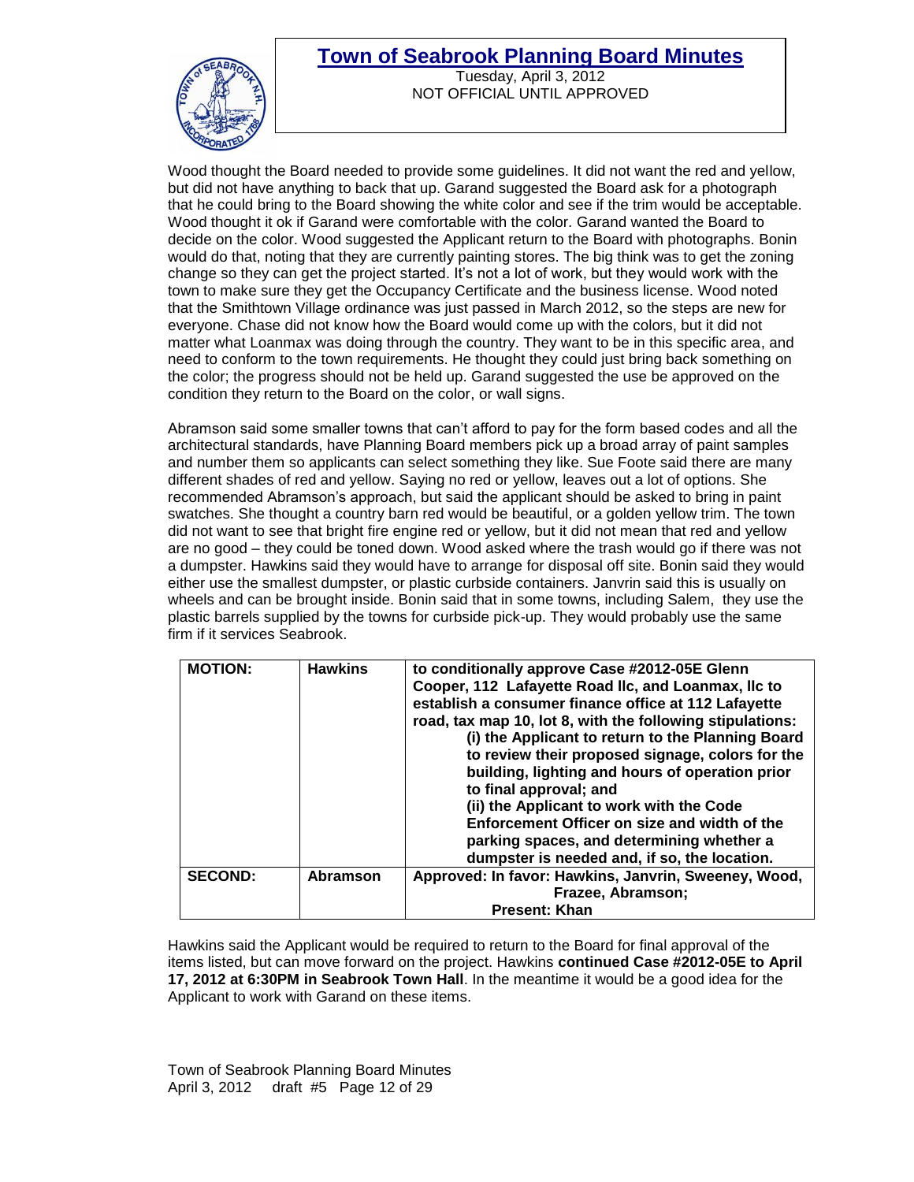Wood thought the Board needed to provide some guidelines. It did not want the red and yellow, but did not have anything to back that up. Garand suggested the Board ask for a photograph that he could bring to the Board showing the white color and see if the trim would be acceptable. Wood thought it ok if Garand were comfortable with the color. Garand wanted the Board to decide on the color. Wood suggested the Applicant return to the Board with photographs. Bonin would do that, noting that they are currently painting stores. The big think was to get the zoning change so they can get the project started. It's not a lot of work, but they would work with the town to make sure they get the Occupancy Certificate and the business license. Wood noted that the Smithtown Village ordinance was just passed in March 2012, so the steps are new for everyone. Chase did not know how the Board would come up with the colors, but it did not matter what Loanmax was doing through the country. They want to be in this specific area, and need to conform to the town requirements. He thought they could just bring back something on the color; the progress should not be held up. Garand suggested the use be approved on the condition they return to the Board on the color, or wall signs.

Abramson said some smaller towns that can't afford to pay for the form based codes and all the architectural standards, have Planning Board members pick up a broad array of paint samples and number them so applicants can select something they like. Sue Foote said there are many different shades of red and yellow. Saying no red or yellow, leaves out a lot of options. She recommended Abramson's approach, but said the applicant should be asked to bring in paint swatches. She thought a country barn red would be beautiful, or a golden yellow trim. The town did not want to see that bright fire engine red or yellow, but it did not mean that red and yellow are no good – they could be toned down. Wood asked where the trash would go if there was not a dumpster. Hawkins said they would have to arrange for disposal off site. Bonin said they would either use the smallest dumpster, or plastic curbside containers. Janvrin said this is usually on wheels and can be brought inside. Bonin said that in some towns, including Salem, they use the plastic barrels supplied by the towns for curbside pick-up. They would probably use the same firm if it services Seabrook.

| | | |
|---|---|---|
| **MOTION:** | **Hawkins** | **to conditionally approve Case #2012-05E Glenn Cooper, 112 Lafayette Road llc, and Loanmax, llc to establish a consumer finance office at 112 Lafayette road, tax map 10, lot 8, with the following stipulations: (i) the Applicant to return to the Planning Board to review their proposed signage, colors for the building, lighting and hours of operation prior to final approval; and (ii) the Applicant to work with the Code Enforcement Officer on size and width of the parking spaces, and determining whether a dumpster is needed and, if so, the location.** |
| **SECOND:** | **Abramson** | **Approved: In favor: Hawkins, Janvrin, Sweeney, Wood, Frazee, Abramson; Present: Khan** |

Hawkins said the Applicant would be required to return to the Board for final approval of the items listed, but can move forward on the project. Hawkins **continued Case #2012-05E to April 17, 2012 at 6:30PM in Seabrook Town Hall**. In the meantime it would be a good idea for the Applicant to work with Garand on these items.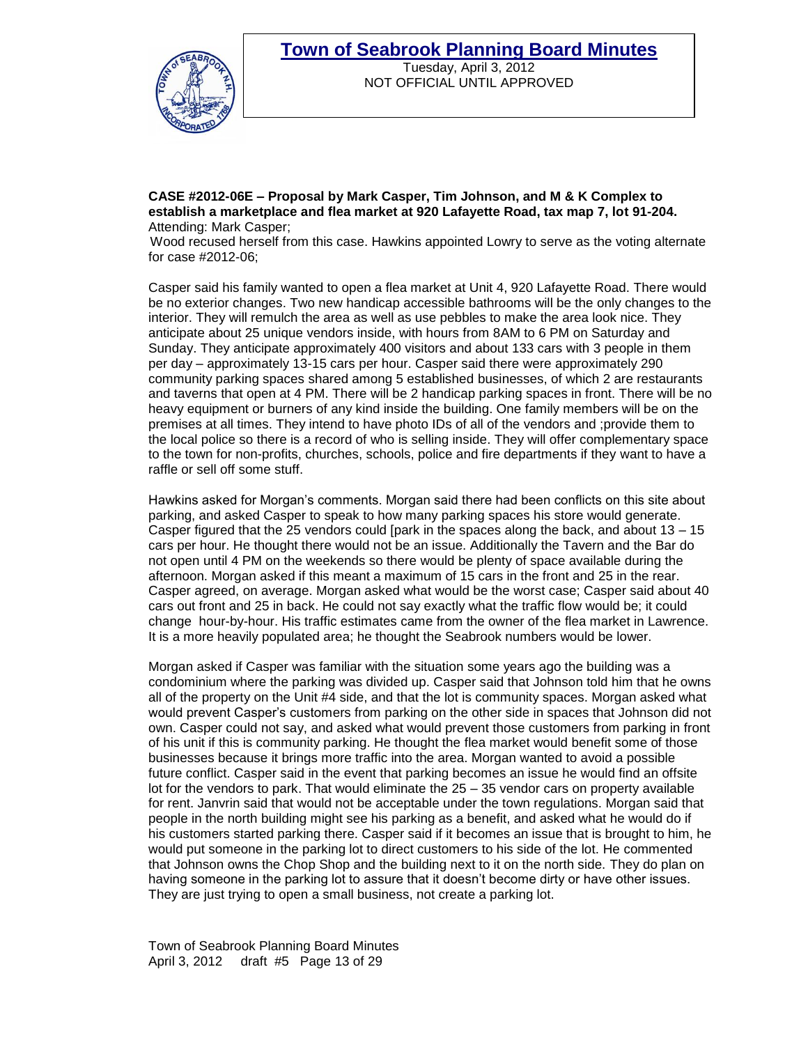**CASE #2012-06E – Proposal by Mark Casper, Tim Johnson, and M & K Complex to establish a marketplace and flea market at 920 Lafayette Road, tax map 7, lot 91-204.**
Attending: Mark Casper;

Wood recused herself from this case. Hawkins appointed Lowry to serve as the voting alternate for case #2012-06;

Casper said his family wanted to open a flea market at Unit 4, 920 Lafayette Road. There would be no exterior changes. Two new handicap accessible bathrooms will be the only changes to the interior. They will remulch the area as well as use pebbles to make the area look nice. They anticipate about 25 unique vendors inside, with hours from 8AM to 6 PM on Saturday and Sunday. They anticipate approximately 400 visitors and about 133 cars with 3 people in them per day – approximately 13-15 cars per hour. Casper said there were approximately 290 community parking spaces shared among 5 established businesses, of which 2 are restaurants and taverns that open at 4 PM. There will be 2 handicap parking spaces in front. There will be no heavy equipment or burners of any kind inside the building. One family members will be on the premises at all times. They intend to have photo IDs of all of the vendors and ;provide them to the local police so there is a record of who is selling inside. They will offer complementary space to the town for non-profits, churches, schools, police and fire departments if they want to have a raffle or sell off some stuff.

Hawkins asked for Morgan's comments. Morgan said there had been conflicts on this site about parking, and asked Casper to speak to how many parking spaces his store would generate. Casper figured that the 25 vendors could [park in the spaces along the back, and about 13 – 15 cars per hour. He thought there would not be an issue. Additionally the Tavern and the Bar do not open until 4 PM on the weekends so there would be plenty of space available during the afternoon. Morgan asked if this meant a maximum of 15 cars in the front and 25 in the rear. Casper agreed, on average. Morgan asked what would be the worst case; Casper said about 40 cars out front and 25 in back. He could not say exactly what the traffic flow would be; it could change hour-by-hour. His traffic estimates came from the owner of the flea market in Lawrence. It is a more heavily populated area; he thought the Seabrook numbers would be lower.

Morgan asked if Casper was familiar with the situation some years ago the building was a condominium where the parking was divided up. Casper said that Johnson told him that he owns all of the property on the Unit #4 side, and that the lot is community spaces. Morgan asked what would prevent Casper's customers from parking on the other side in spaces that Johnson did not own. Casper could not say, and asked what would prevent those customers from parking in front of his unit if this is community parking. He thought the flea market would benefit some of those businesses because it brings more traffic into the area. Morgan wanted to avoid a possible future conflict. Casper said in the event that parking becomes an issue he would find an offsite lot for the vendors to park. That would eliminate the 25 – 35 vendor cars on property available for rent. Janvrin said that would not be acceptable under the town regulations. Morgan said that people in the north building might see his parking as a benefit, and asked what he would do if his customers started parking there. Casper said if it becomes an issue that is brought to him, he would put someone in the parking lot to direct customers to his side of the lot. He commented that Johnson owns the Chop Shop and the building next to it on the north side. They do plan on having someone in the parking lot to assure that it doesn't become dirty or have other issues. They are just trying to open a small business, not create a parking lot.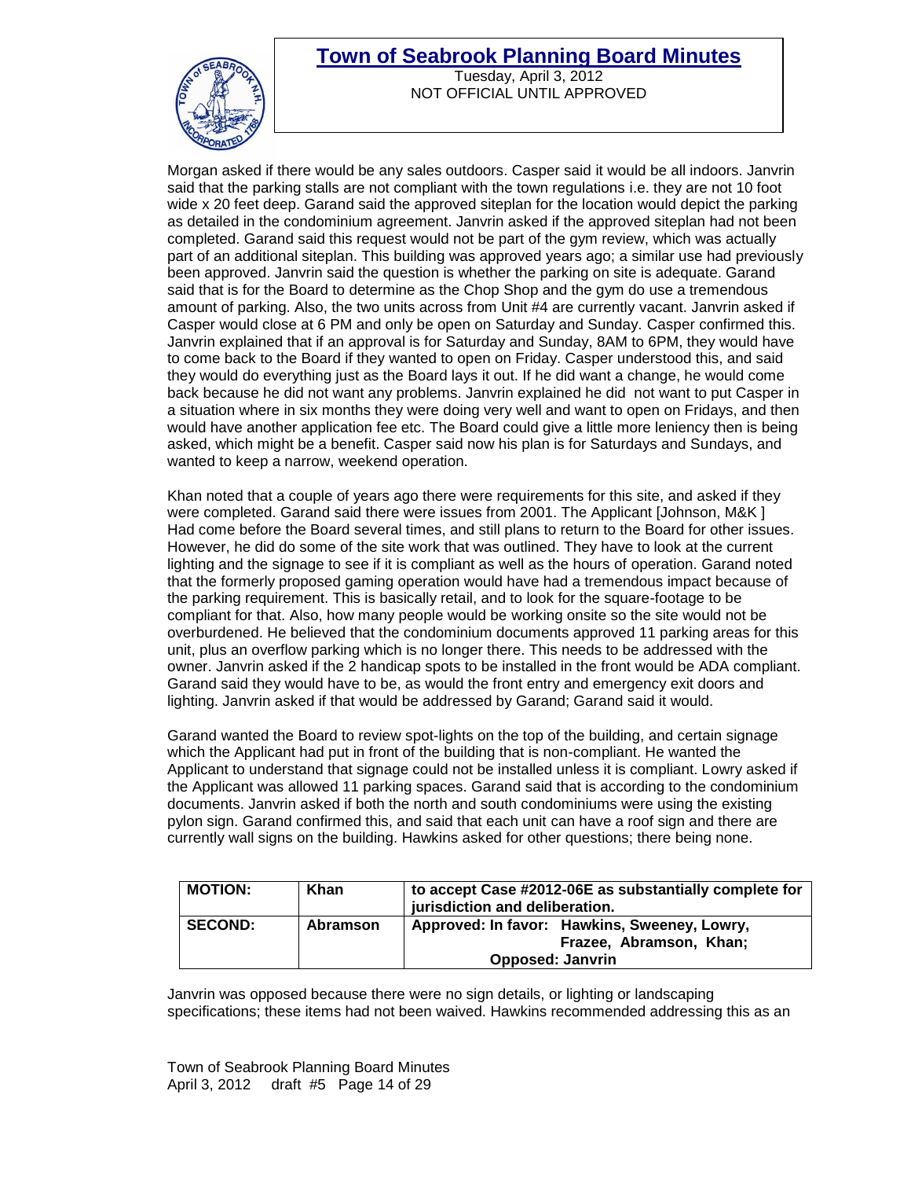Morgan asked if there would be any sales outdoors. Casper said it would be all indoors. Janvrin said that the parking stalls are not compliant with the town regulations i.e. they are not 10 foot wide x 20 feet deep. Garand said the approved siteplan for the location would depict the parking as detailed in the condominium agreement. Janvrin asked if the approved siteplan had not been completed. Garand said this request would not be part of the gym review, which was actually part of an additional siteplan. This building was approved years ago; a similar use had previously been approved. Janvrin said the question is whether the parking on site is adequate. Garand said that is for the Board to determine as the Chop Shop and the gym do use a tremendous amount of parking. Also, the two units across from Unit #4 are currently vacant. Janvrin asked if Casper would close at 6 PM and only be open on Saturday and Sunday. Casper confirmed this. Janvrin explained that if an approval is for Saturday and Sunday, 8AM to 6PM, they would have to come back to the Board if they wanted to open on Friday. Casper understood this, and said they would do everything just as the Board lays it out. If he did want a change, he would come back because he did not want any problems. Janvrin explained he did not want to put Casper in a situation where in six months they were doing very well and want to open on Fridays, and then would have another application fee etc. The Board could give a little more leniency then is being asked, which might be a benefit. Casper said now his plan is for Saturdays and Sundays, and wanted to keep a narrow, weekend operation.

Khan noted that a couple of years ago there were requirements for this site, and asked if they were completed. Garand said there were issues from 2001. The Applicant [Johnson, M&K ] Had come before the Board several times, and still plans to return to the Board for other issues. However, he did do some of the site work that was outlined. They have to look at the current lighting and the signage to see if it is compliant as well as the hours of operation. Garand noted that the formerly proposed gaming operation would have had a tremendous impact because of the parking requirement. This is basically retail, and to look for the square-footage to be compliant for that. Also, how many people would be working onsite so the site would not be overburdened. He believed that the condominium documents approved 11 parking areas for this unit, plus an overflow parking which is no longer there. This needs to be addressed with the owner. Janvrin asked if the 2 handicap spots to be installed in the front would be ADA compliant. Garand said they would have to be, as would the front entry and emergency exit doors and lighting. Janvrin asked if that would be addressed by Garand; Garand said it would.

Garand wanted the Board to review spot-lights on the top of the building, and certain signage which the Applicant had put in front of the building that is non-compliant. He wanted the Applicant to understand that signage could not be installed unless it is compliant. Lowry asked if the Applicant was allowed 11 parking spaces. Garand said that is according to the condominium documents. Janvrin asked if both the north and south condominiums were using the existing pylon sign. Garand confirmed this, and said that each unit can have a roof sign and there are currently wall signs on the building. Hawkins asked for other questions; there being none.

| **MOTION:** | **Khan** | **to accept Case #2012-06E as substantially complete for jurisdiction and deliberation.** |
|---|---|---|
| **SECOND:** | **Abramson** | **Approved: In favor: Hawkins, Sweeney, Lowry, Frazee, Abramson, Khan; Opposed: Janvrin** |

Janvrin was opposed because there were no sign details, or lighting or landscaping specifications; these items had not been waived. Hawkins recommended addressing this as an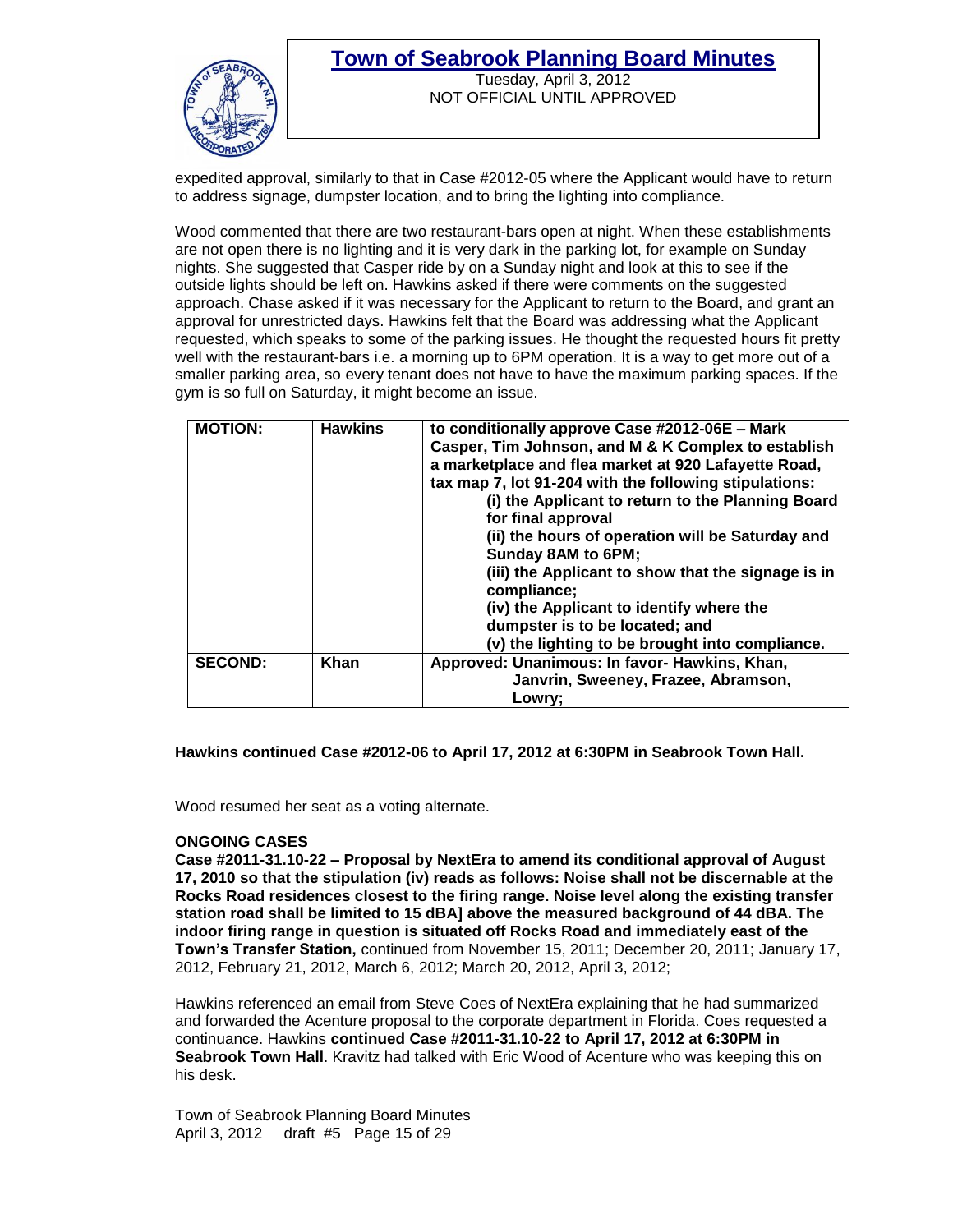expedited approval, similarly to that in Case #2012-05 where the Applicant would have to return to address signage, dumpster location, and to bring the lighting into compliance.

Wood commented that there are two restaurant-bars open at night. When these establishments are not open there is no lighting and it is very dark in the parking lot, for example on Sunday nights. She suggested that Casper ride by on a Sunday night and look at this to see if the outside lights should be left on. Hawkins asked if there were comments on the suggested approach. Chase asked if it was necessary for the Applicant to return to the Board, and grant an approval for unrestricted days. Hawkins felt that the Board was addressing what the Applicant requested, which speaks to some of the parking issues. He thought the requested hours fit pretty well with the restaurant-bars i.e. a morning up to 6PM operation. It is a way to get more out of a smaller parking area, so every tenant does not have to have the maximum parking spaces. If the gym is so full on Saturday, it might become an issue.

| **MOTION:** | **Hawkins** | **to conditionally approve Case #2012-06E – Mark Casper, Tim Johnson, and M & K Complex to establish a marketplace and flea market at 920 Lafayette Road, tax map 7, lot 91-204 with the following stipulations:** <br> **(i) the Applicant to return to the Planning Board for final approval** <br> **(ii) the hours of operation will be Saturday and Sunday 8AM to 6PM;** <br> **(iii) the Applicant to show that the signage is in compliance;** <br> **(iv) the Applicant to identify where the dumpster is to be located; and** <br> **(v) the lighting to be brought into compliance.** |
|---|---|---|
| **SECOND:** | **Khan** | **Approved: Unanimous: In favor- Hawkins, Khan, Janvrin, Sweeney, Frazee, Abramson, Lowry;** |

**Hawkins continued Case #2012-06 to April 17, 2012 at 6:30PM in Seabrook Town Hall.**

Wood resumed her seat as a voting alternate.

**ONGOING CASES**

**Case #2011-31.10-22 – Proposal by NextEra to amend its conditional approval of August 17, 2010 so that the stipulation (iv) reads as follows: Noise shall not be discernable at the Rocks Road residences closest to the firing range. Noise level along the existing transfer station road shall be limited to 15 dBA] above the measured background of 44 dBA. The indoor firing range in question is situated off Rocks Road and immediately east of the Town's Transfer Station,** continued from November 15, 2011; December 20, 2011; January 17, 2012, February 21, 2012, March 6, 2012; March 20, 2012, April 3, 2012;

Hawkins referenced an email from Steve Coes of NextEra explaining that he had summarized and forwarded the Acenture proposal to the corporate department in Florida. Coes requested a continuance. Hawkins **continued Case #2011-31.10-22 to April 17, 2012 at 6:30PM in Seabrook Town Hall**. Kravitz had talked with Eric Wood of Acenture who was keeping this on his desk.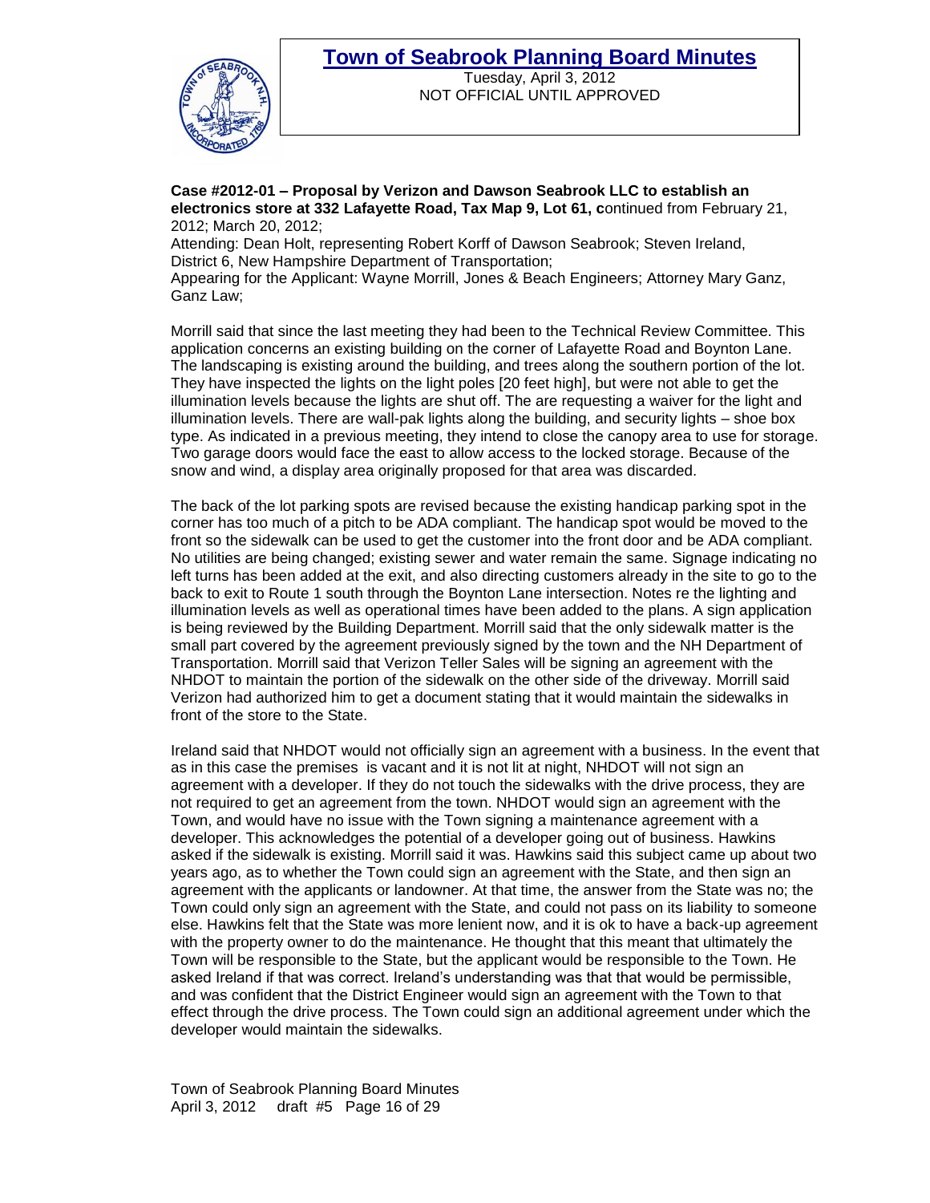**Case #2012-01 – Proposal by Verizon and Dawson Seabrook LLC to establish an electronics store at 332 Lafayette Road, Tax Map 9, Lot 61, c**ontinued from February 21, 2012; March 20, 2012;

Attending: Dean Holt, representing Robert Korff of Dawson Seabrook; Steven Ireland, District 6, New Hampshire Department of Transportation;

Appearing for the Applicant: Wayne Morrill, Jones & Beach Engineers; Attorney Mary Ganz, Ganz Law;

Morrill said that since the last meeting they had been to the Technical Review Committee. This application concerns an existing building on the corner of Lafayette Road and Boynton Lane. The landscaping is existing around the building, and trees along the southern portion of the lot. They have inspected the lights on the light poles [20 feet high], but were not able to get the illumination levels because the lights are shut off. The are requesting a waiver for the light and illumination levels. There are wall-pak lights along the building, and security lights – shoe box type. As indicated in a previous meeting, they intend to close the canopy area to use for storage. Two garage doors would face the east to allow access to the locked storage. Because of the snow and wind, a display area originally proposed for that area was discarded.

The back of the lot parking spots are revised because the existing handicap parking spot in the corner has too much of a pitch to be ADA compliant. The handicap spot would be moved to the front so the sidewalk can be used to get the customer into the front door and be ADA compliant. No utilities are being changed; existing sewer and water remain the same. Signage indicating no left turns has been added at the exit, and also directing customers already in the site to go to the back to exit to Route 1 south through the Boynton Lane intersection. Notes re the lighting and illumination levels as well as operational times have been added to the plans. A sign application is being reviewed by the Building Department. Morrill said that the only sidewalk matter is the small part covered by the agreement previously signed by the town and the NH Department of Transportation. Morrill said that Verizon Teller Sales will be signing an agreement with the NHDOT to maintain the portion of the sidewalk on the other side of the driveway. Morrill said Verizon had authorized him to get a document stating that it would maintain the sidewalks in front of the store to the State.

Ireland said that NHDOT would not officially sign an agreement with a business. In the event that as in this case the premises is vacant and it is not lit at night, NHDOT will not sign an agreement with a developer. If they do not touch the sidewalks with the drive process, they are not required to get an agreement from the town. NHDOT would sign an agreement with the Town, and would have no issue with the Town signing a maintenance agreement with a developer. This acknowledges the potential of a developer going out of business. Hawkins asked if the sidewalk is existing. Morrill said it was. Hawkins said this subject came up about two years ago, as to whether the Town could sign an agreement with the State, and then sign an agreement with the applicants or landowner. At that time, the answer from the State was no; the Town could only sign an agreement with the State, and could not pass on its liability to someone else. Hawkins felt that the State was more lenient now, and it is ok to have a back-up agreement with the property owner to do the maintenance. He thought that this meant that ultimately the Town will be responsible to the State, but the applicant would be responsible to the Town. He asked Ireland if that was correct. Ireland's understanding was that that would be permissible, and was confident that the District Engineer would sign an agreement with the Town to that effect through the drive process. The Town could sign an additional agreement under which the developer would maintain the sidewalks.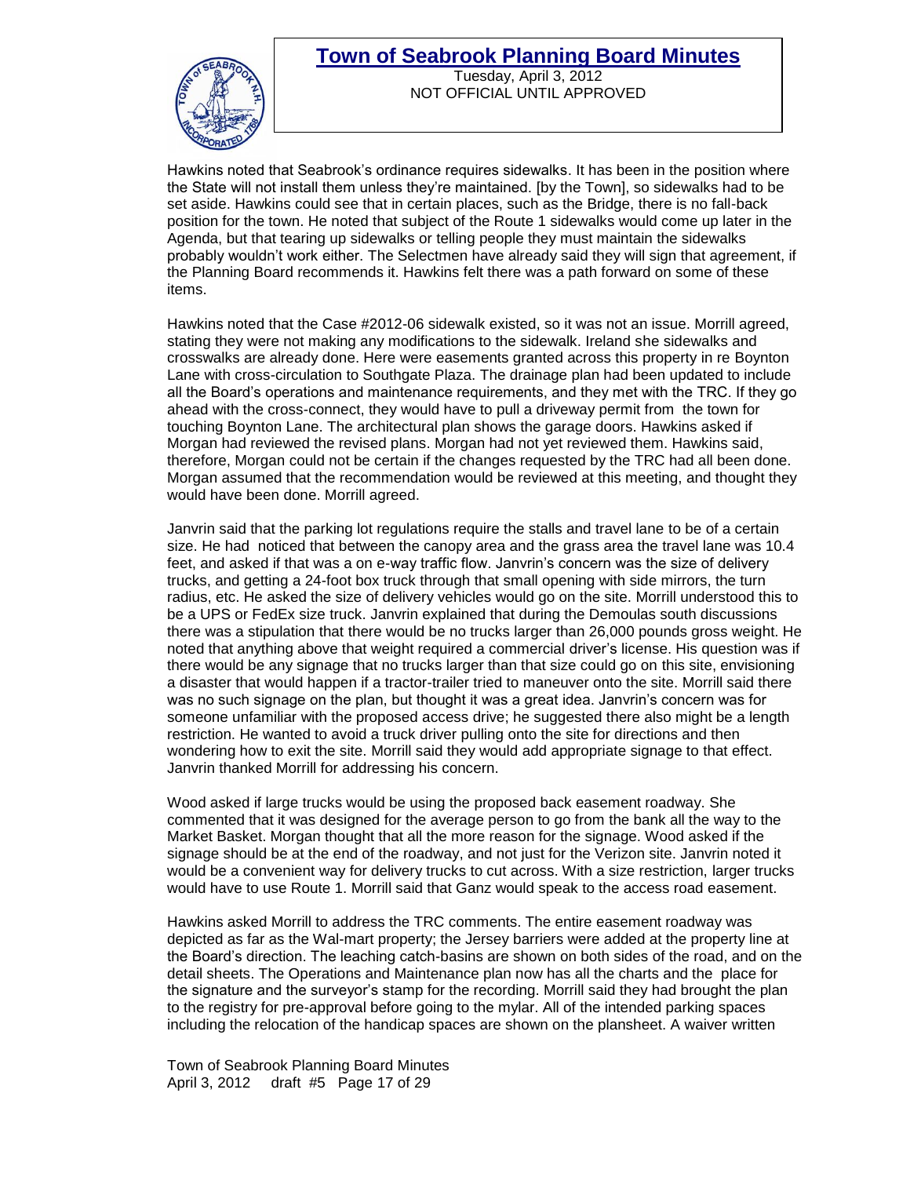Hawkins noted that Seabrook's ordinance requires sidewalks. It has been in the position where the State will not install them unless they're maintained. [by the Town], so sidewalks had to be set aside. Hawkins could see that in certain places, such as the Bridge, there is no fall-back position for the town. He noted that subject of the Route 1 sidewalks would come up later in the Agenda, but that tearing up sidewalks or telling people they must maintain the sidewalks probably wouldn't work either. The Selectmen have already said they will sign that agreement, if the Planning Board recommends it. Hawkins felt there was a path forward on some of these items.

Hawkins noted that the Case #2012-06 sidewalk existed, so it was not an issue. Morrill agreed, stating they were not making any modifications to the sidewalk. Ireland she sidewalks and crosswalks are already done. Here were easements granted across this property in re Boynton Lane with cross-circulation to Southgate Plaza. The drainage plan had been updated to include all the Board's operations and maintenance requirements, and they met with the TRC. If they go ahead with the cross-connect, they would have to pull a driveway permit from the town for touching Boynton Lane. The architectural plan shows the garage doors. Hawkins asked if Morgan had reviewed the revised plans. Morgan had not yet reviewed them. Hawkins said, therefore, Morgan could not be certain if the changes requested by the TRC had all been done. Morgan assumed that the recommendation would be reviewed at this meeting, and thought they would have been done. Morrill agreed.

Janvrin said that the parking lot regulations require the stalls and travel lane to be of a certain size. He had noticed that between the canopy area and the grass area the travel lane was 10.4 feet, and asked if that was a on e-way traffic flow. Janvrin's concern was the size of delivery trucks, and getting a 24-foot box truck through that small opening with side mirrors, the turn radius, etc. He asked the size of delivery vehicles would go on the site. Morrill understood this to be a UPS or FedEx size truck. Janvrin explained that during the Demoulas south discussions there was a stipulation that there would be no trucks larger than 26,000 pounds gross weight. He noted that anything above that weight required a commercial driver's license. His question was if there would be any signage that no trucks larger than that size could go on this site, envisioning a disaster that would happen if a tractor-trailer tried to maneuver onto the site. Morrill said there was no such signage on the plan, but thought it was a great idea. Janvrin's concern was for someone unfamiliar with the proposed access drive; he suggested there also might be a length restriction. He wanted to avoid a truck driver pulling onto the site for directions and then wondering how to exit the site. Morrill said they would add appropriate signage to that effect. Janvrin thanked Morrill for addressing his concern.

Wood asked if large trucks would be using the proposed back easement roadway. She commented that it was designed for the average person to go from the bank all the way to the Market Basket. Morgan thought that all the more reason for the signage. Wood asked if the signage should be at the end of the roadway, and not just for the Verizon site. Janvrin noted it would be a convenient way for delivery trucks to cut across. With a size restriction, larger trucks would have to use Route 1. Morrill said that Ganz would speak to the access road easement.

Hawkins asked Morrill to address the TRC comments. The entire easement roadway was depicted as far as the Wal-mart property; the Jersey barriers were added at the property line at the Board's direction. The leaching catch-basins are shown on both sides of the road, and on the detail sheets. The Operations and Maintenance plan now has all the charts and the place for the signature and the surveyor's stamp for the recording. Morrill said they had brought the plan to the registry for pre-approval before going to the mylar. All of the intended parking spaces including the relocation of the handicap spaces are shown on the plansheet. A waiver written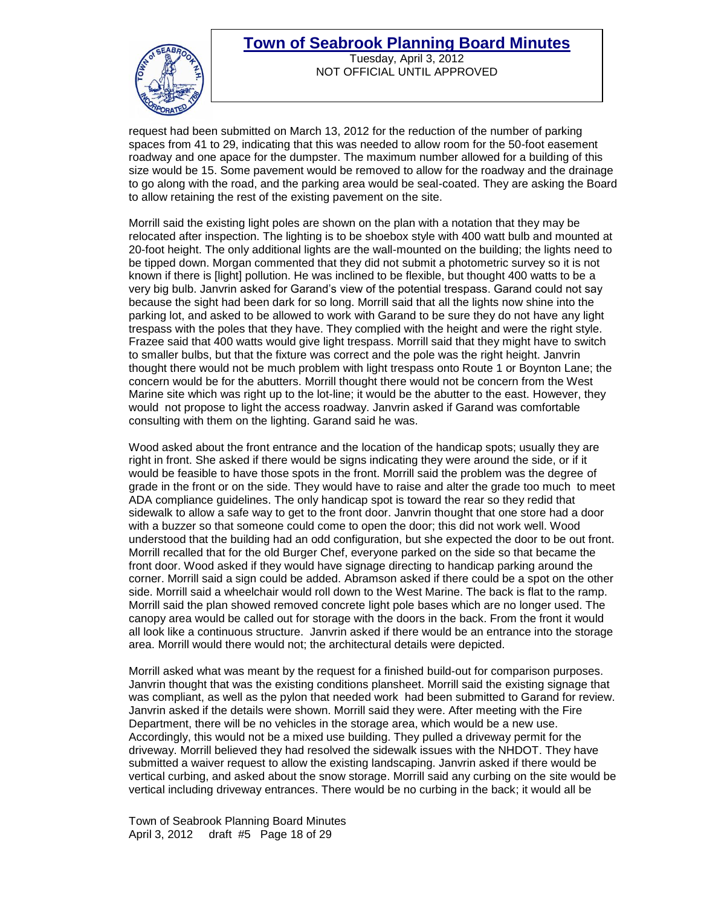request had been submitted on March 13, 2012 for the reduction of the number of parking spaces from 41 to 29, indicating that this was needed to allow room for the 50-foot easement roadway and one apace for the dumpster. The maximum number allowed for a building of this size would be 15. Some pavement would be removed to allow for the roadway and the drainage to go along with the road, and the parking area would be seal-coated. They are asking the Board to allow retaining the rest of the existing pavement on the site.

Morrill said the existing light poles are shown on the plan with a notation that they may be relocated after inspection. The lighting is to be shoebox style with 400 watt bulb and mounted at 20-foot height. The only additional lights are the wall-mounted on the building; the lights need to be tipped down. Morgan commented that they did not submit a photometric survey so it is not known if there is [light] pollution. He was inclined to be flexible, but thought 400 watts to be a very big bulb. Janvrin asked for Garand's view of the potential trespass. Garand could not say because the sight had been dark for so long. Morrill said that all the lights now shine into the parking lot, and asked to be allowed to work with Garand to be sure they do not have any light trespass with the poles that they have. They complied with the height and were the right style. Frazee said that 400 watts would give light trespass. Morrill said that they might have to switch to smaller bulbs, but that the fixture was correct and the pole was the right height. Janvrin thought there would not be much problem with light trespass onto Route 1 or Boynton Lane; the concern would be for the abutters. Morrill thought there would not be concern from the West Marine site which was right up to the lot-line; it would be the abutter to the east. However, they would not propose to light the access roadway. Janvrin asked if Garand was comfortable consulting with them on the lighting. Garand said he was.

Wood asked about the front entrance and the location of the handicap spots; usually they are right in front. She asked if there would be signs indicating they were around the side, or if it would be feasible to have those spots in the front. Morrill said the problem was the degree of grade in the front or on the side. They would have to raise and alter the grade too much to meet ADA compliance guidelines. The only handicap spot is toward the rear so they redid that sidewalk to allow a safe way to get to the front door. Janvrin thought that one store had a door with a buzzer so that someone could come to open the door; this did not work well. Wood understood that the building had an odd configuration, but she expected the door to be out front. Morrill recalled that for the old Burger Chef, everyone parked on the side so that became the front door. Wood asked if they would have signage directing to handicap parking around the corner. Morrill said a sign could be added. Abramson asked if there could be a spot on the other side. Morrill said a wheelchair would roll down to the West Marine. The back is flat to the ramp. Morrill said the plan showed removed concrete light pole bases which are no longer used. The canopy area would be called out for storage with the doors in the back. From the front it would all look like a continuous structure. Janvrin asked if there would be an entrance into the storage area. Morrill would there would not; the architectural details were depicted.

Morrill asked what was meant by the request for a finished build-out for comparison purposes. Janvrin thought that was the existing conditions plansheet. Morrill said the existing signage that was compliant, as well as the pylon that needed work had been submitted to Garand for review. Janvrin asked if the details were shown. Morrill said they were. After meeting with the Fire Department, there will be no vehicles in the storage area, which would be a new use. Accordingly, this would not be a mixed use building. They pulled a driveway permit for the driveway. Morrill believed they had resolved the sidewalk issues with the NHDOT. They have submitted a waiver request to allow the existing landscaping. Janvrin asked if there would be vertical curbing, and asked about the snow storage. Morrill said any curbing on the site would be vertical including driveway entrances. There would be no curbing in the back; it would all be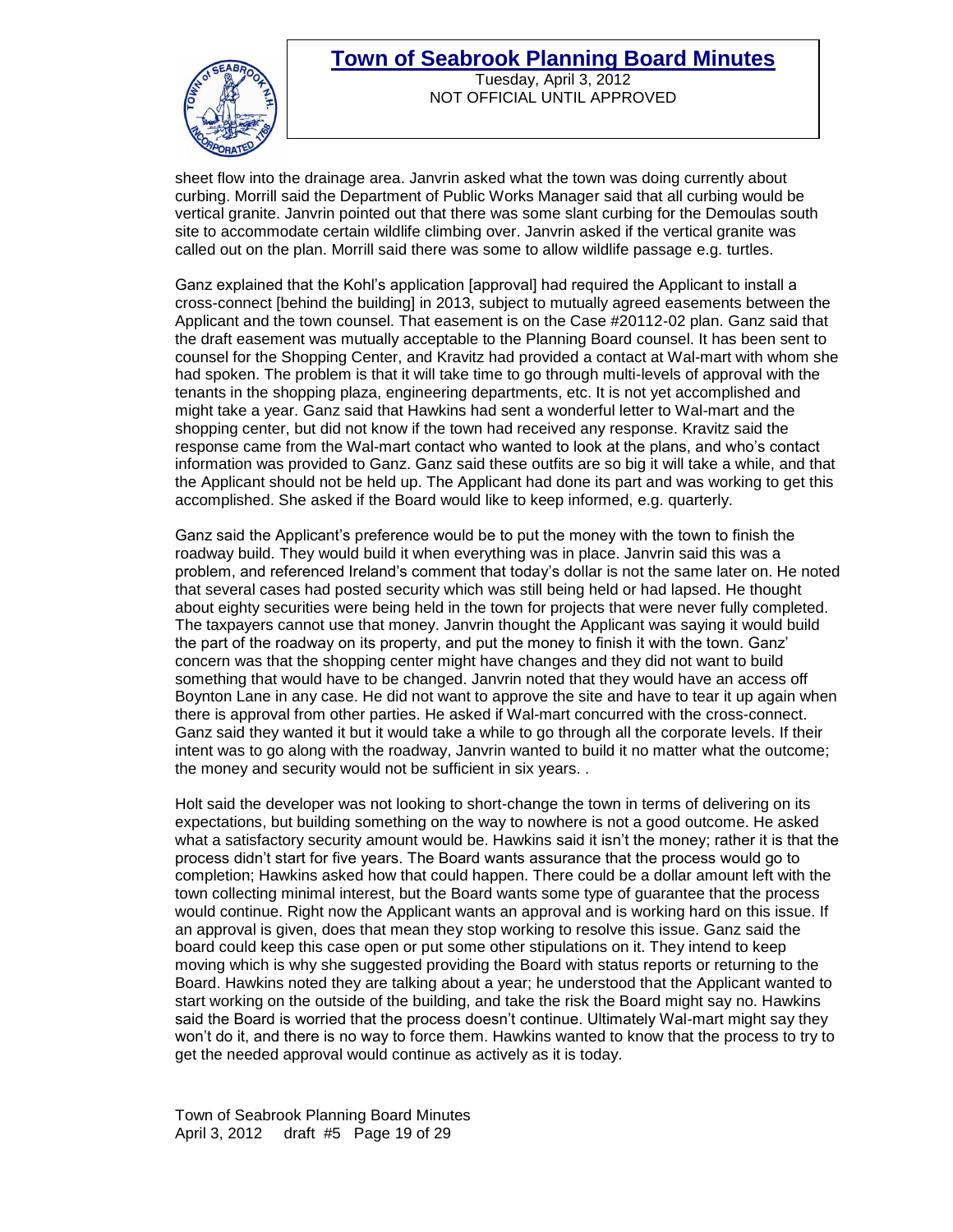sheet flow into the drainage area. Janvrin asked what the town was doing currently about curbing. Morrill said the Department of Public Works Manager said that all curbing would be vertical granite. Janvrin pointed out that there was some slant curbing for the Demoulas south site to accommodate certain wildlife climbing over. Janvrin asked if the vertical granite was called out on the plan. Morrill said there was some to allow wildlife passage e.g. turtles.

Ganz explained that the Kohl's application [approval] had required the Applicant to install a cross-connect [behind the building] in 2013, subject to mutually agreed easements between the Applicant and the town counsel. That easement is on the Case #20112-02 plan. Ganz said that the draft easement was mutually acceptable to the Planning Board counsel. It has been sent to counsel for the Shopping Center, and Kravitz had provided a contact at Wal-mart with whom she had spoken. The problem is that it will take time to go through multi-levels of approval with the tenants in the shopping plaza, engineering departments, etc. It is not yet accomplished and might take a year. Ganz said that Hawkins had sent a wonderful letter to Wal-mart and the shopping center, but did not know if the town had received any response. Kravitz said the response came from the Wal-mart contact who wanted to look at the plans, and who's contact information was provided to Ganz. Ganz said these outfits are so big it will take a while, and that the Applicant should not be held up. The Applicant had done its part and was working to get this accomplished. She asked if the Board would like to keep informed, e.g. quarterly.

Ganz said the Applicant's preference would be to put the money with the town to finish the roadway build. They would build it when everything was in place. Janvrin said this was a problem, and referenced Ireland's comment that today's dollar is not the same later on. He noted that several cases had posted security which was still being held or had lapsed. He thought about eighty securities were being held in the town for projects that were never fully completed. The taxpayers cannot use that money. Janvrin thought the Applicant was saying it would build the part of the roadway on its property, and put the money to finish it with the town. Ganz' concern was that the shopping center might have changes and they did not want to build something that would have to be changed. Janvrin noted that they would have an access off Boynton Lane in any case. He did not want to approve the site and have to tear it up again when there is approval from other parties. He asked if Wal-mart concurred with the cross-connect. Ganz said they wanted it but it would take a while to go through all the corporate levels. If their intent was to go along with the roadway, Janvrin wanted to build it no matter what the outcome; the money and security would not be sufficient in six years. .

Holt said the developer was not looking to short-change the town in terms of delivering on its expectations, but building something on the way to nowhere is not a good outcome. He asked what a satisfactory security amount would be. Hawkins said it isn't the money; rather it is that the process didn't start for five years. The Board wants assurance that the process would go to completion; Hawkins asked how that could happen. There could be a dollar amount left with the town collecting minimal interest, but the Board wants some type of guarantee that the process would continue. Right now the Applicant wants an approval and is working hard on this issue. If an approval is given, does that mean they stop working to resolve this issue. Ganz said the board could keep this case open or put some other stipulations on it. They intend to keep moving which is why she suggested providing the Board with status reports or returning to the Board. Hawkins noted they are talking about a year; he understood that the Applicant wanted to start working on the outside of the building, and take the risk the Board might say no. Hawkins said the Board is worried that the process doesn't continue. Ultimately Wal-mart might say they won't do it, and there is no way to force them. Hawkins wanted to know that the process to try to get the needed approval would continue as actively as it is today.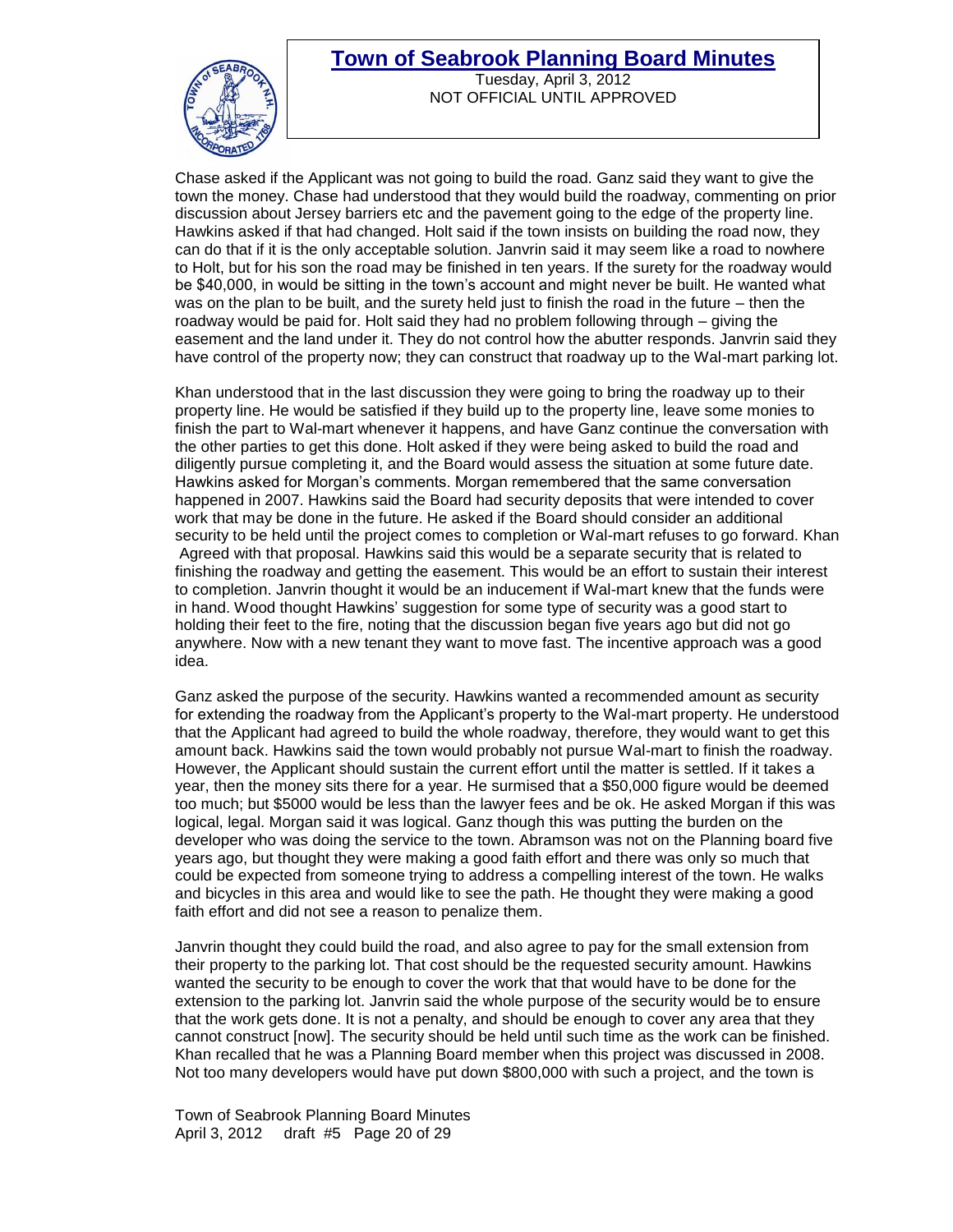Chase asked if the Applicant was not going to build the road. Ganz said they want to give the town the money. Chase had understood that they would build the roadway, commenting on prior discussion about Jersey barriers etc and the pavement going to the edge of the property line. Hawkins asked if that had changed. Holt said if the town insists on building the road now, they can do that if it is the only acceptable solution. Janvrin said it may seem like a road to nowhere to Holt, but for his son the road may be finished in ten years. If the surety for the roadway would be $40,000, in would be sitting in the town's account and might never be built. He wanted what was on the plan to be built, and the surety held just to finish the road in the future – then the roadway would be paid for. Holt said they had no problem following through – giving the easement and the land under it. They do not control how the abutter responds. Janvrin said they have control of the property now; they can construct that roadway up to the Wal-mart parking lot.

Khan understood that in the last discussion they were going to bring the roadway up to their property line. He would be satisfied if they build up to the property line, leave some monies to finish the part to Wal-mart whenever it happens, and have Ganz continue the conversation with the other parties to get this done. Holt asked if they were being asked to build the road and diligently pursue completing it, and the Board would assess the situation at some future date. Hawkins asked for Morgan's comments. Morgan remembered that the same conversation happened in 2007. Hawkins said the Board had security deposits that were intended to cover work that may be done in the future. He asked if the Board should consider an additional security to be held until the project comes to completion or Wal-mart refuses to go forward. Khan Agreed with that proposal. Hawkins said this would be a separate security that is related to finishing the roadway and getting the easement. This would be an effort to sustain their interest to completion. Janvrin thought it would be an inducement if Wal-mart knew that the funds were in hand. Wood thought Hawkins' suggestion for some type of security was a good start to holding their feet to the fire, noting that the discussion began five years ago but did not go anywhere. Now with a new tenant they want to move fast. The incentive approach was a good idea.

Ganz asked the purpose of the security. Hawkins wanted a recommended amount as security for extending the roadway from the Applicant's property to the Wal-mart property. He understood that the Applicant had agreed to build the whole roadway, therefore, they would want to get this amount back. Hawkins said the town would probably not pursue Wal-mart to finish the roadway. However, the Applicant should sustain the current effort until the matter is settled. If it takes a year, then the money sits there for a year. He surmised that a $50,000 figure would be deemed too much; but $5000 would be less than the lawyer fees and be ok. He asked Morgan if this was logical, legal. Morgan said it was logical. Ganz though this was putting the burden on the developer who was doing the service to the town. Abramson was not on the Planning board five years ago, but thought they were making a good faith effort and there was only so much that could be expected from someone trying to address a compelling interest of the town. He walks and bicycles in this area and would like to see the path. He thought they were making a good faith effort and did not see a reason to penalize them.

Janvrin thought they could build the road, and also agree to pay for the small extension from their property to the parking lot. That cost should be the requested security amount. Hawkins wanted the security to be enough to cover the work that that would have to be done for the extension to the parking lot. Janvrin said the whole purpose of the security would be to ensure that the work gets done. It is not a penalty, and should be enough to cover any area that they cannot construct [now]. The security should be held until such time as the work can be finished. Khan recalled that he was a Planning Board member when this project was discussed in 2008. Not too many developers would have put down $800,000 with such a project, and the town is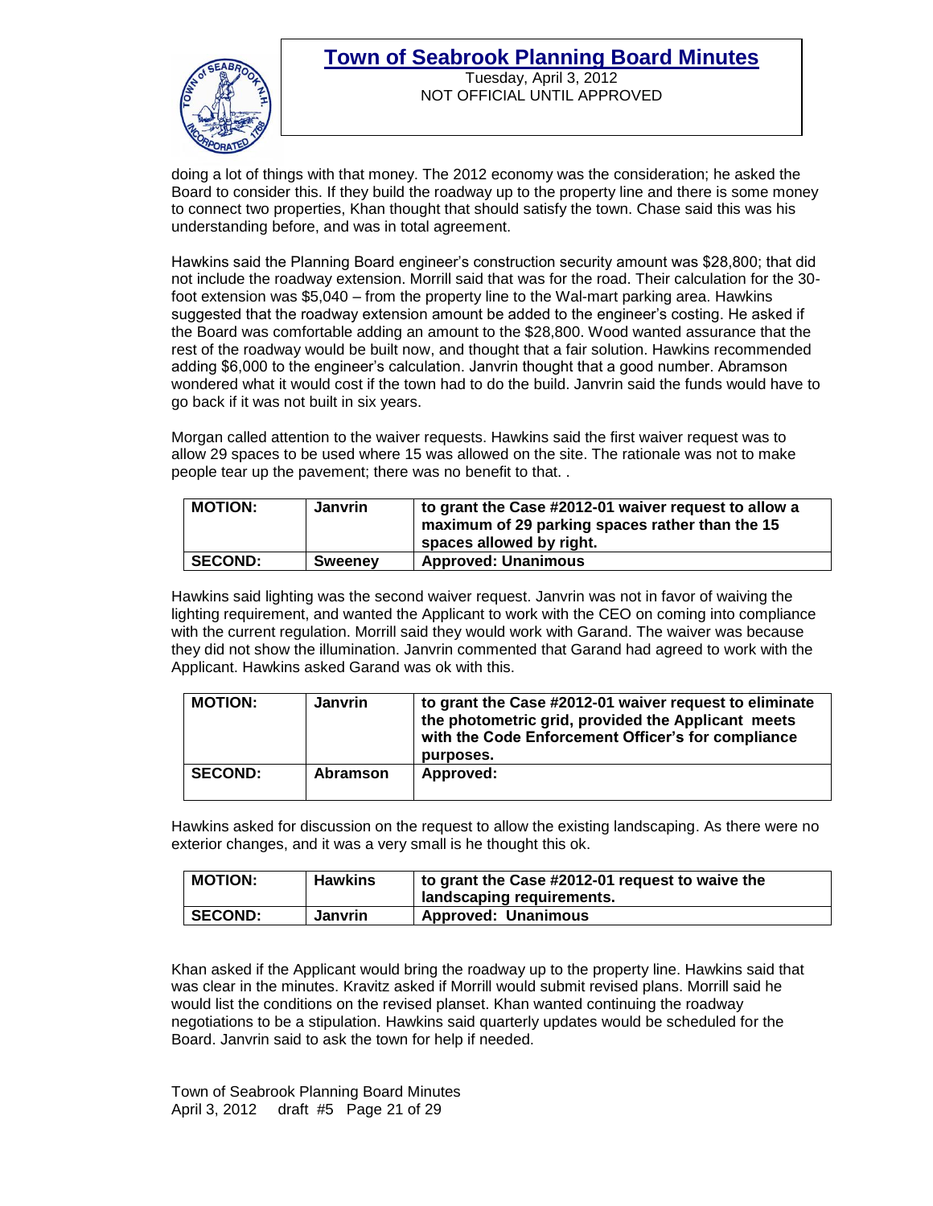doing a lot of things with that money. The 2012 economy was the consideration; he asked the Board to consider this. If they build the roadway up to the property line and there is some money to connect two properties, Khan thought that should satisfy the town. Chase said this was his understanding before, and was in total agreement.

Hawkins said the Planning Board engineer's construction security amount was $28,800; that did not include the roadway extension. Morrill said that was for the road. Their calculation for the 30-foot extension was $5,040 – from the property line to the Wal-mart parking area. Hawkins suggested that the roadway extension amount be added to the engineer's costing. He asked if the Board was comfortable adding an amount to the $28,800. Wood wanted assurance that the rest of the roadway would be built now, and thought that a fair solution. Hawkins recommended adding $6,000 to the engineer's calculation. Janvrin thought that a good number. Abramson wondered what it would cost if the town had to do the build. Janvrin said the funds would have to go back if it was not built in six years.

Morgan called attention to the waiver requests. Hawkins said the first waiver request was to allow 29 spaces to be used where 15 was allowed on the site. The rationale was not to make people tear up the pavement; there was no benefit to that. .

| **MOTION:** | **Janvrin** | **to grant the Case #2012-01 waiver request to allow a maximum of 29 parking spaces rather than the 15 spaces allowed by right.** |
|---|---|---|
| **SECOND:** | **Sweeney** | **Approved: Unanimous** |

Hawkins said lighting was the second waiver request. Janvrin was not in favor of waiving the lighting requirement, and wanted the Applicant to work with the CEO on coming into compliance with the current regulation. Morrill said they would work with Garand. The waiver was because they did not show the illumination. Janvrin commented that Garand had agreed to work with the Applicant. Hawkins asked Garand was ok with this.

| **MOTION:** | **Janvrin** | **to grant the Case #2012-01 waiver request to eliminate the photometric grid, provided the Applicant meets with the Code Enforcement Officer's for compliance purposes.** |
|---|---|---|
| **SECOND:** | **Abramson** | **Approved:** |

Hawkins asked for discussion on the request to allow the existing landscaping. As there were no exterior changes, and it was a very small is he thought this ok.

| **MOTION:** | **Hawkins** | **to grant the Case #2012-01 request to waive the landscaping requirements.** |
|---|---|---|
| **SECOND:** | **Janvrin** | **Approved: Unanimous** |

Khan asked if the Applicant would bring the roadway up to the property line. Hawkins said that was clear in the minutes. Kravitz asked if Morrill would submit revised plans. Morrill said he would list the conditions on the revised planset. Khan wanted continuing the roadway negotiations to be a stipulation. Hawkins said quarterly updates would be scheduled for the Board. Janvrin said to ask the town for help if needed.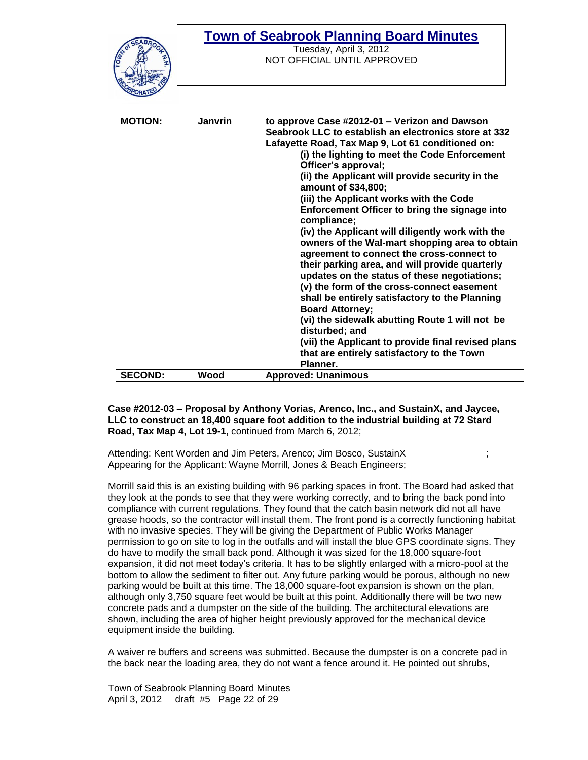| MOTION: | Janvrin | to approve Case #2012-01 – Verizon and Dawson Seabrook LLC to establish an electronics store at 332 Lafayette Road, Tax Map 9, Lot 61 conditioned on: (i) the lighting to meet the Code Enforcement Officer's approval; (ii) the Applicant will provide security in the amount of $34,800; (iii) the Applicant works with the Code Enforcement Officer to bring the signage into compliance; (iv) the Applicant will diligently work with the owners of the Wal-mart shopping area to obtain agreement to connect the cross-connect to their parking area, and will provide quarterly updates on the status of these negotiations; (v) the form of the cross-connect easement shall be entirely satisfactory to the Planning Board Attorney; (vi) the sidewalk abutting Route 1 will not be disturbed; and (vii) the Applicant to provide final revised plans that are entirely satisfactory to the Town Planner. |
|---|---|---|
| SECOND: | Wood | Approved: Unanimous |

**Case #2012-03 – Proposal by Anthony Vorias, Arenco, Inc., and SustainX, and Jaycee, LLC to construct an 18,400 square foot addition to the industrial building at 72 Stard Road, Tax Map 4, Lot 19-1,** continued from March 6, 2012;

Attending: Kent Worden and Jim Peters, Arenco; Jim Bosco, SustainX ;
Appearing for the Applicant: Wayne Morrill, Jones & Beach Engineers;

Morrill said this is an existing building with 96 parking spaces in front. The Board had asked that they look at the ponds to see that they were working correctly, and to bring the back pond into compliance with current regulations. They found that the catch basin network did not all have grease hoods, so the contractor will install them. The front pond is a correctly functioning habitat with no invasive species. They will be giving the Department of Public Works Manager permission to go on site to log in the outfalls and will install the blue GPS coordinate signs. They do have to modify the small back pond. Although it was sized for the 18,000 square-foot expansion, it did not meet today's criteria. It has to be slightly enlarged with a micro-pool at the bottom to allow the sediment to filter out. Any future parking would be porous, although no new parking would be built at this time. The 18,000 square-foot expansion is shown on the plan, although only 3,750 square feet would be built at this point. Additionally there will be two new concrete pads and a dumpster on the side of the building. The architectural elevations are shown, including the area of higher height previously approved for the mechanical device equipment inside the building.

A waiver re buffers and screens was submitted. Because the dumpster is on a concrete pad in the back near the loading area, they do not want a fence around it. He pointed out shrubs,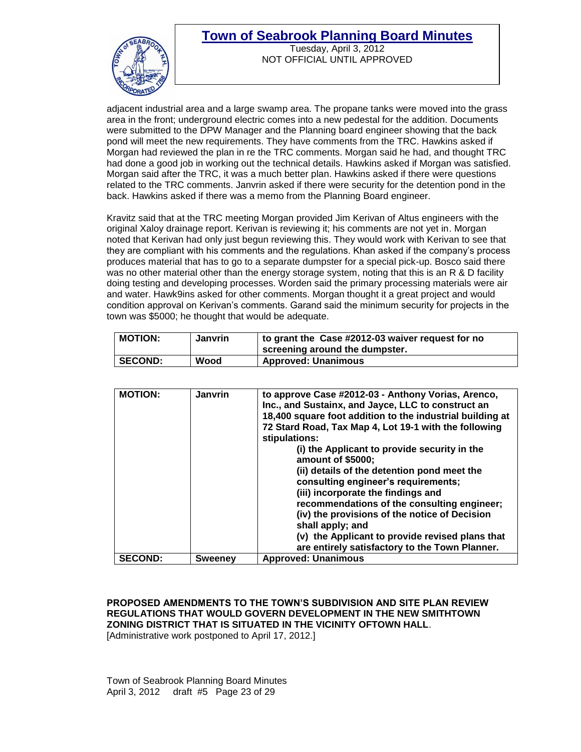adjacent industrial area and a large swamp area. The propane tanks were moved into the grass area in the front; underground electric comes into a new pedestal for the addition. Documents were submitted to the DPW Manager and the Planning board engineer showing that the back pond will meet the new requirements. They have comments from the TRC. Hawkins asked if Morgan had reviewed the plan in re the TRC comments. Morgan said he had, and thought TRC had done a good job in working out the technical details. Hawkins asked if Morgan was satisfied. Morgan said after the TRC, it was a much better plan. Hawkins asked if there were questions related to the TRC comments. Janvrin asked if there were security for the detention pond in the back. Hawkins asked if there was a memo from the Planning Board engineer.

Kravitz said that at the TRC meeting Morgan provided Jim Kerivan of Altus engineers with the original Xaloy drainage report. Kerivan is reviewing it; his comments are not yet in. Morgan noted that Kerivan had only just begun reviewing this. They would work with Kerivan to see that they are compliant with his comments and the regulations. Khan asked if the company's process produces material that has to go to a separate dumpster for a special pick-up. Bosco said there was no other material other than the energy storage system, noting that this is an R & D facility doing testing and developing processes. Worden said the primary processing materials were air and water. Hawk9ins asked for other comments. Morgan thought it a great project and would condition approval on Kerivan's comments. Garand said the minimum security for projects in the town was $5000; he thought that would be adequate.

| **MOTION:** | **Janvrin** | **to grant the Case #2012-03 waiver request for no screening around the dumpster.** |
|---|---|---|
| **SECOND:** | **Wood** | **Approved: Unanimous** |

| **MOTION:** | **Janvrin** | **to approve Case #2012-03 - Anthony Vorias, Arenco, Inc., and Sustainx, and Jayce, LLC to construct an 18,400 square foot addition to the industrial building at 72 Stard Road, Tax Map 4, Lot 19-1 with the following stipulations:** <br> **(i) the Applicant to provide security in the amount of $5000;** <br> **(ii) details of the detention pond meet the consulting engineer's requirements;** <br> **(iii) incorporate the findings and recommendations of the consulting engineer;** <br> **(iv) the provisions of the notice of Decision shall apply; and** <br> **(v) the Applicant to provide revised plans that are entirely satisfactory to the Town Planner.** |
|---|---|---|
| **SECOND:** | **Sweeney** | **Approved: Unanimous** |

**PROPOSED AMENDMENTS TO THE TOWN'S SUBDIVISION AND SITE PLAN REVIEW REGULATIONS THAT WOULD GOVERN DEVELOPMENT IN THE NEW SMITHTOWN ZONING DISTRICT THAT IS SITUATED IN THE VICINITY OFTOWN HALL**.
[Administrative work postponed to April 17, 2012.]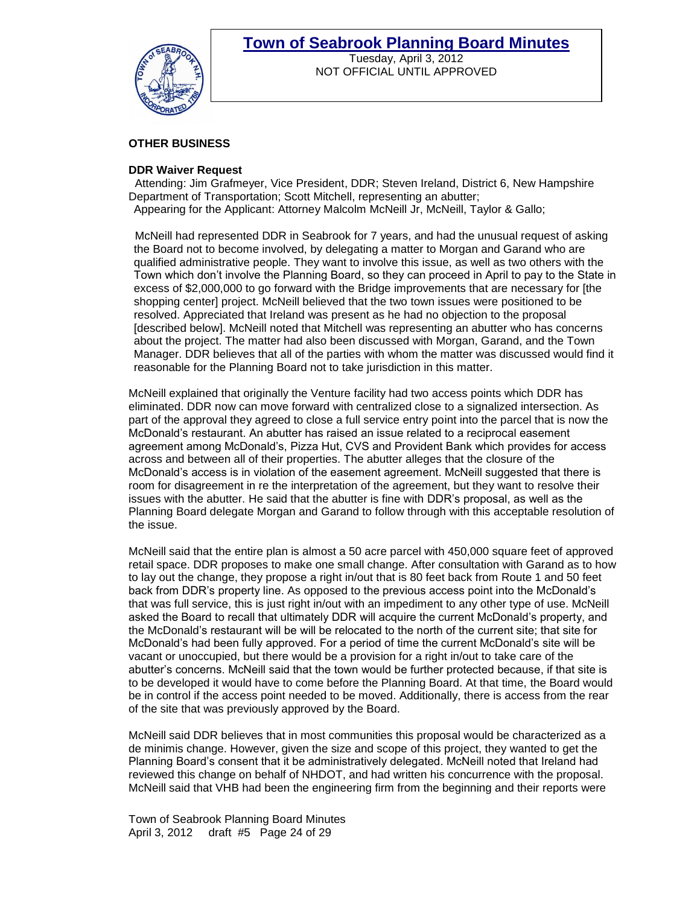**OTHER BUSINESS**

**DDR Waiver Request**

Attending: Jim Grafmeyer, Vice President, DDR; Steven Ireland, District 6, New Hampshire Department of Transportation; Scott Mitchell, representing an abutter;
Appearing for the Applicant: Attorney Malcolm McNeill Jr, McNeill, Taylor & Gallo;

McNeill had represented DDR in Seabrook for 7 years, and had the unusual request of asking the Board not to become involved, by delegating a matter to Morgan and Garand who are qualified administrative people. They want to involve this issue, as well as two others with the Town which don't involve the Planning Board, so they can proceed in April to pay to the State in excess of $2,000,000 to go forward with the Bridge improvements that are necessary for [the shopping center] project. McNeill believed that the two town issues were positioned to be resolved. Appreciated that Ireland was present as he had no objection to the proposal [described below]. McNeill noted that Mitchell was representing an abutter who has concerns about the project. The matter had also been discussed with Morgan, Garand, and the Town Manager. DDR believes that all of the parties with whom the matter was discussed would find it reasonable for the Planning Board not to take jurisdiction in this matter.

McNeill explained that originally the Venture facility had two access points which DDR has eliminated. DDR now can move forward with centralized close to a signalized intersection. As part of the approval they agreed to close a full service entry point into the parcel that is now the McDonald's restaurant. An abutter has raised an issue related to a reciprocal easement agreement among McDonald's, Pizza Hut, CVS and Provident Bank which provides for access across and between all of their properties. The abutter alleges that the closure of the McDonald's access is in violation of the easement agreement. McNeill suggested that there is room for disagreement in re the interpretation of the agreement, but they want to resolve their issues with the abutter. He said that the abutter is fine with DDR's proposal, as well as the Planning Board delegate Morgan and Garand to follow through with this acceptable resolution of the issue.

McNeill said that the entire plan is almost a 50 acre parcel with 450,000 square feet of approved retail space. DDR proposes to make one small change. After consultation with Garand as to how to lay out the change, they propose a right in/out that is 80 feet back from Route 1 and 50 feet back from DDR's property line. As opposed to the previous access point into the McDonald's that was full service, this is just right in/out with an impediment to any other type of use. McNeill asked the Board to recall that ultimately DDR will acquire the current McDonald's property, and the McDonald's restaurant will be will be relocated to the north of the current site; that site for McDonald's had been fully approved. For a period of time the current McDonald's site will be vacant or unoccupied, but there would be a provision for a right in/out to take care of the abutter's concerns. McNeill said that the town would be further protected because, if that site is to be developed it would have to come before the Planning Board. At that time, the Board would be in control if the access point needed to be moved. Additionally, there is access from the rear of the site that was previously approved by the Board.

McNeill said DDR believes that in most communities this proposal would be characterized as a de minimis change. However, given the size and scope of this project, they wanted to get the Planning Board's consent that it be administratively delegated. McNeill noted that Ireland had reviewed this change on behalf of NHDOT, and had written his concurrence with the proposal. McNeill said that VHB had been the engineering firm from the beginning and their reports were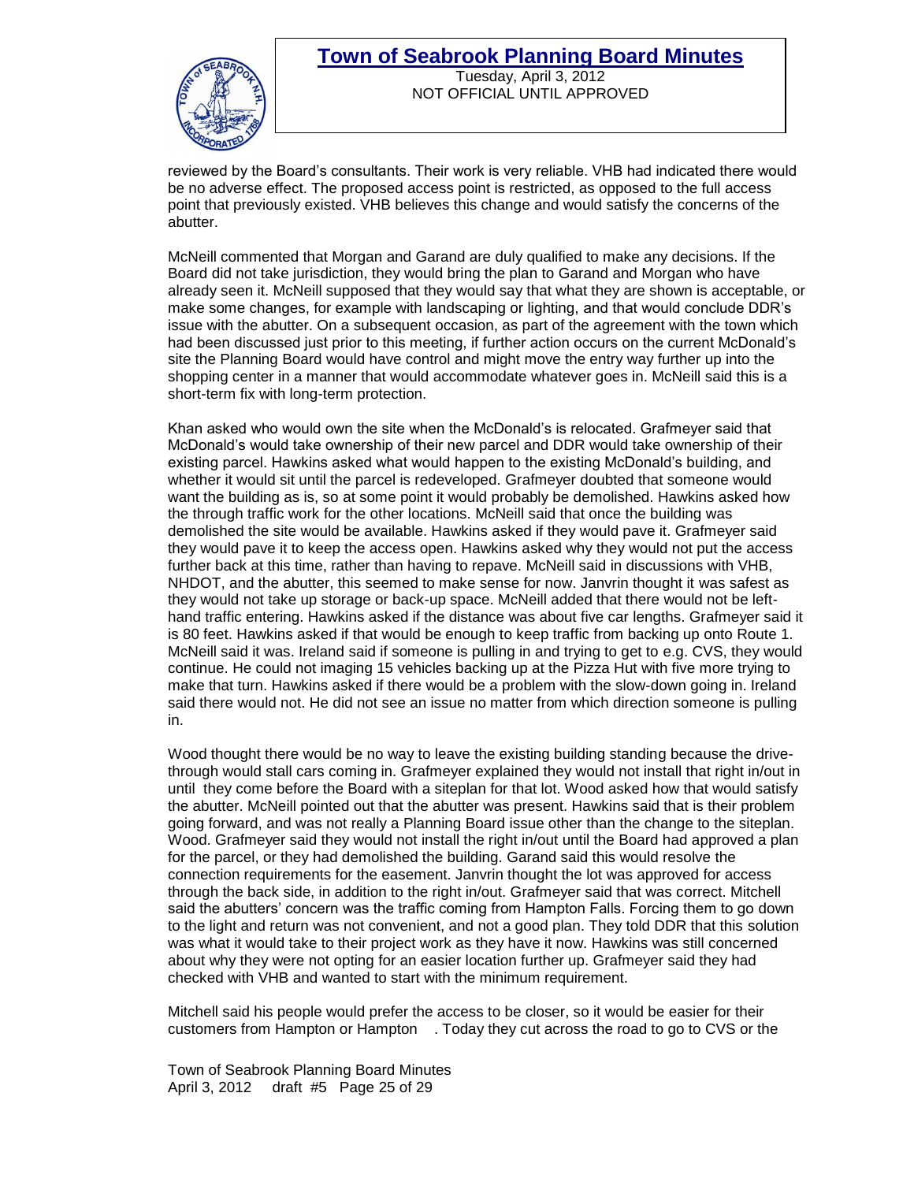reviewed by the Board's consultants. Their work is very reliable. VHB had indicated there would be no adverse effect. The proposed access point is restricted, as opposed to the full access point that previously existed. VHB believes this change and would satisfy the concerns of the abutter.

McNeill commented that Morgan and Garand are duly qualified to make any decisions. If the Board did not take jurisdiction, they would bring the plan to Garand and Morgan who have already seen it. McNeill supposed that they would say that what they are shown is acceptable, or make some changes, for example with landscaping or lighting, and that would conclude DDR's issue with the abutter. On a subsequent occasion, as part of the agreement with the town which had been discussed just prior to this meeting, if further action occurs on the current McDonald's site the Planning Board would have control and might move the entry way further up into the shopping center in a manner that would accommodate whatever goes in. McNeill said this is a short-term fix with long-term protection.

Khan asked who would own the site when the McDonald's is relocated. Grafmeyer said that McDonald's would take ownership of their new parcel and DDR would take ownership of their existing parcel. Hawkins asked what would happen to the existing McDonald's building, and whether it would sit until the parcel is redeveloped. Grafmeyer doubted that someone would want the building as is, so at some point it would probably be demolished. Hawkins asked how the through traffic work for the other locations. McNeill said that once the building was demolished the site would be available. Hawkins asked if they would pave it. Grafmeyer said they would pave it to keep the access open. Hawkins asked why they would not put the access further back at this time, rather than having to repave. McNeill said in discussions with VHB, NHDOT, and the abutter, this seemed to make sense for now. Janvrin thought it was safest as they would not take up storage or back-up space. McNeill added that there would not be left-hand traffic entering. Hawkins asked if the distance was about five car lengths. Grafmeyer said it is 80 feet. Hawkins asked if that would be enough to keep traffic from backing up onto Route 1. McNeill said it was. Ireland said if someone is pulling in and trying to get to e.g. CVS, they would continue. He could not imaging 15 vehicles backing up at the Pizza Hut with five more trying to make that turn. Hawkins asked if there would be a problem with the slow-down going in. Ireland said there would not. He did not see an issue no matter from which direction someone is pulling in.

Wood thought there would be no way to leave the existing building standing because the drive-through would stall cars coming in. Grafmeyer explained they would not install that right in/out in until they come before the Board with a siteplan for that lot. Wood asked how that would satisfy the abutter. McNeill pointed out that the abutter was present. Hawkins said that is their problem going forward, and was not really a Planning Board issue other than the change to the siteplan. Wood. Grafmeyer said they would not install the right in/out until the Board had approved a plan for the parcel, or they had demolished the building. Garand said this would resolve the connection requirements for the easement. Janvrin thought the lot was approved for access through the back side, in addition to the right in/out. Grafmeyer said that was correct. Mitchell said the abutters' concern was the traffic coming from Hampton Falls. Forcing them to go down to the light and return was not convenient, and not a good plan. They told DDR that this solution was what it would take to their project work as they have it now. Hawkins was still concerned about why they were not opting for an easier location further up. Grafmeyer said they had checked with VHB and wanted to start with the minimum requirement.

Mitchell said his people would prefer the access to be closer, so it would be easier for their customers from Hampton or Hampton . Today they cut across the road to go to CVS or the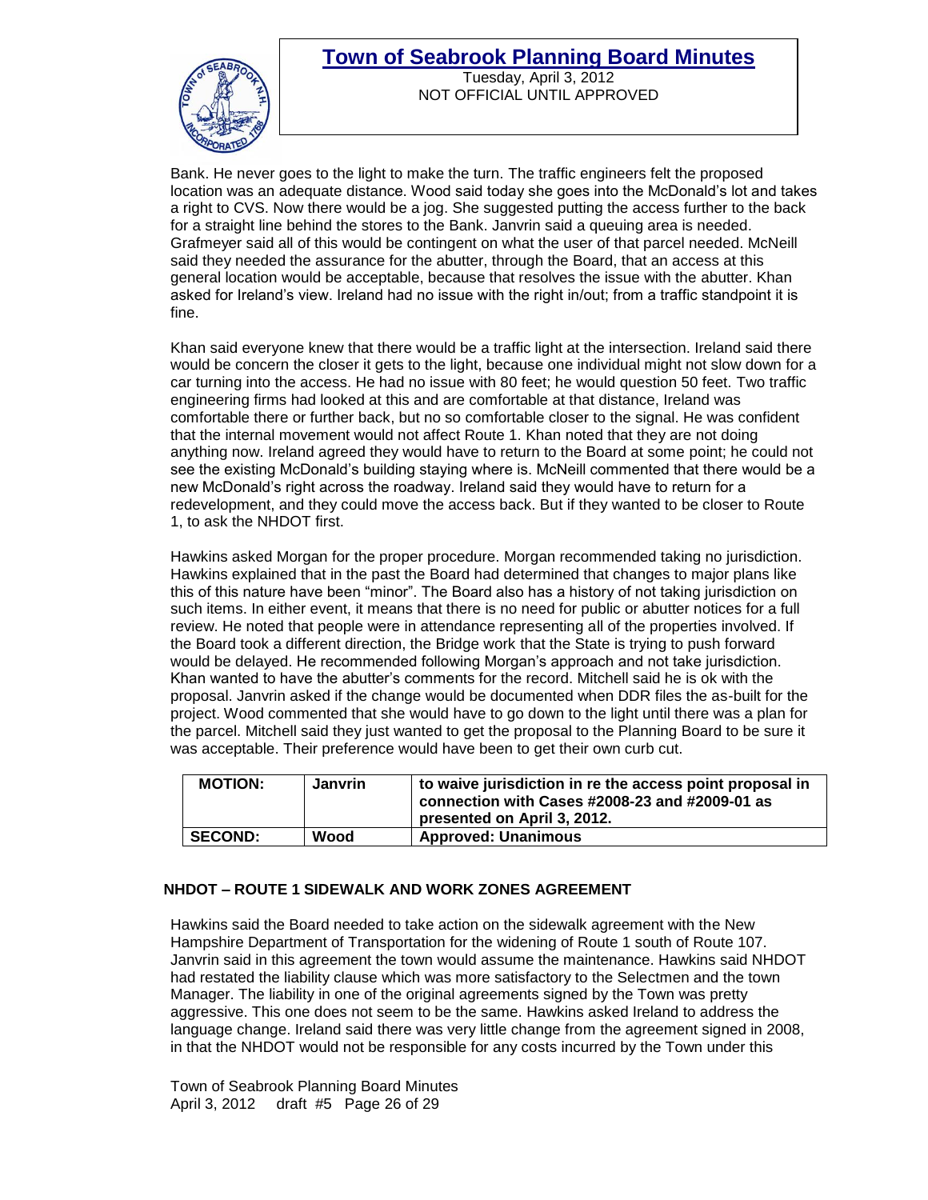Bank. He never goes to the light to make the turn. The traffic engineers felt the proposed location was an adequate distance. Wood said today she goes into the McDonald's lot and takes a right to CVS. Now there would be a jog. She suggested putting the access further to the back for a straight line behind the stores to the Bank. Janvrin said a queuing area is needed. Grafmeyer said all of this would be contingent on what the user of that parcel needed. McNeill said they needed the assurance for the abutter, through the Board, that an access at this general location would be acceptable, because that resolves the issue with the abutter. Khan asked for Ireland's view. Ireland had no issue with the right in/out; from a traffic standpoint it is fine.

Khan said everyone knew that there would be a traffic light at the intersection. Ireland said there would be concern the closer it gets to the light, because one individual might not slow down for a car turning into the access. He had no issue with 80 feet; he would question 50 feet. Two traffic engineering firms had looked at this and are comfortable at that distance, Ireland was comfortable there or further back, but no so comfortable closer to the signal. He was confident that the internal movement would not affect Route 1. Khan noted that they are not doing anything now. Ireland agreed they would have to return to the Board at some point; he could not see the existing McDonald's building staying where is. McNeill commented that there would be a new McDonald's right across the roadway. Ireland said they would have to return for a redevelopment, and they could move the access back. But if they wanted to be closer to Route 1, to ask the NHDOT first.

Hawkins asked Morgan for the proper procedure. Morgan recommended taking no jurisdiction. Hawkins explained that in the past the Board had determined that changes to major plans like this of this nature have been "minor". The Board also has a history of not taking jurisdiction on such items. In either event, it means that there is no need for public or abutter notices for a full review. He noted that people were in attendance representing all of the properties involved. If the Board took a different direction, the Bridge work that the State is trying to push forward would be delayed. He recommended following Morgan's approach and not take jurisdiction. Khan wanted to have the abutter's comments for the record. Mitchell said he is ok with the proposal. Janvrin asked if the change would be documented when DDR files the as-built for the project. Wood commented that she would have to go down to the light until there was a plan for the parcel. Mitchell said they just wanted to get the proposal to the Planning Board to be sure it was acceptable. Their preference would have been to get their own curb cut.

| **MOTION:** | **Janvrin** | **to waive jurisdiction in re the access point proposal in connection with Cases #2008-23 and #2009-01 as presented on April 3, 2012.** |
|---|---|---|
| **SECOND:** | **Wood** | **Approved: Unanimous** |

## NHDOT – ROUTE 1 SIDEWALK AND WORK ZONES AGREEMENT

Hawkins said the Board needed to take action on the sidewalk agreement with the New Hampshire Department of Transportation for the widening of Route 1 south of Route 107. Janvrin said in this agreement the town would assume the maintenance. Hawkins said NHDOT had restated the liability clause which was more satisfactory to the Selectmen and the town Manager. The liability in one of the original agreements signed by the Town was pretty aggressive. This one does not seem to be the same. Hawkins asked Ireland to address the language change. Ireland said there was very little change from the agreement signed in 2008, in that the NHDOT would not be responsible for any costs incurred by the Town under this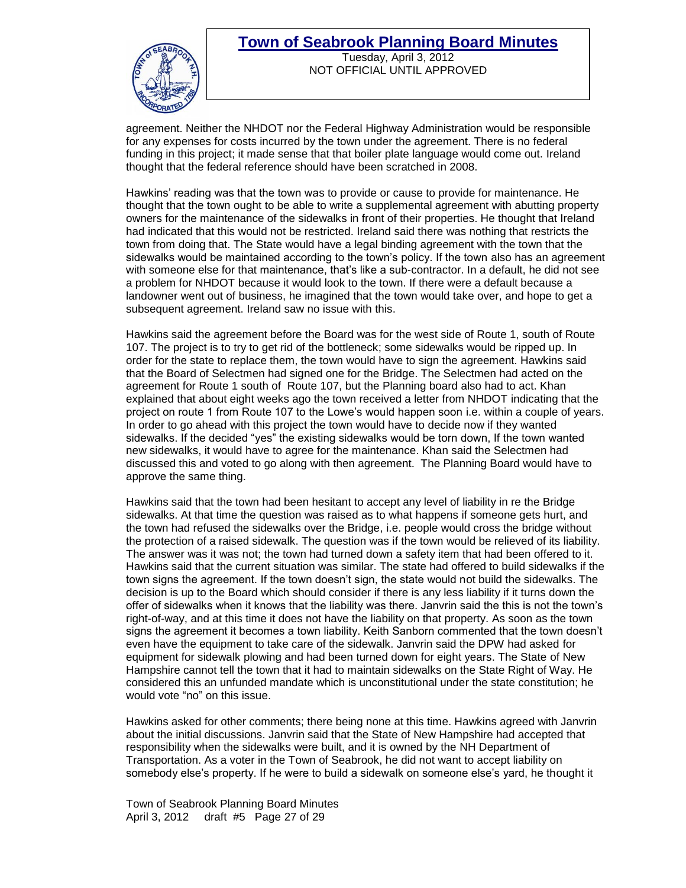agreement. Neither the NHDOT nor the Federal Highway Administration would be responsible for any expenses for costs incurred by the town under the agreement. There is no federal funding in this project; it made sense that that boiler plate language would come out. Ireland thought that the federal reference should have been scratched in 2008.

Hawkins' reading was that the town was to provide or cause to provide for maintenance. He thought that the town ought to be able to write a supplemental agreement with abutting property owners for the maintenance of the sidewalks in front of their properties. He thought that Ireland had indicated that this would not be restricted. Ireland said there was nothing that restricts the town from doing that. The State would have a legal binding agreement with the town that the sidewalks would be maintained according to the town's policy. If the town also has an agreement with someone else for that maintenance, that's like a sub-contractor. In a default, he did not see a problem for NHDOT because it would look to the town. If there were a default because a landowner went out of business, he imagined that the town would take over, and hope to get a subsequent agreement. Ireland saw no issue with this.

Hawkins said the agreement before the Board was for the west side of Route 1, south of Route 107. The project is to try to get rid of the bottleneck; some sidewalks would be ripped up. In order for the state to replace them, the town would have to sign the agreement. Hawkins said that the Board of Selectmen had signed one for the Bridge. The Selectmen had acted on the agreement for Route 1 south of Route 107, but the Planning board also had to act. Khan explained that about eight weeks ago the town received a letter from NHDOT indicating that the project on route 1 from Route 107 to the Lowe's would happen soon i.e. within a couple of years. In order to go ahead with this project the town would have to decide now if they wanted sidewalks. If the decided "yes" the existing sidewalks would be torn down, If the town wanted new sidewalks, it would have to agree for the maintenance. Khan said the Selectmen had discussed this and voted to go along with then agreement. The Planning Board would have to approve the same thing.

Hawkins said that the town had been hesitant to accept any level of liability in re the Bridge sidewalks. At that time the question was raised as to what happens if someone gets hurt, and the town had refused the sidewalks over the Bridge, i.e. people would cross the bridge without the protection of a raised sidewalk. The question was if the town would be relieved of its liability. The answer was it was not; the town had turned down a safety item that had been offered to it. Hawkins said that the current situation was similar. The state had offered to build sidewalks if the town signs the agreement. If the town doesn't sign, the state would not build the sidewalks. The decision is up to the Board which should consider if there is any less liability if it turns down the offer of sidewalks when it knows that the liability was there. Janvrin said the this is not the town's right-of-way, and at this time it does not have the liability on that property. As soon as the town signs the agreement it becomes a town liability. Keith Sanborn commented that the town doesn't even have the equipment to take care of the sidewalk. Janvrin said the DPW had asked for equipment for sidewalk plowing and had been turned down for eight years. The State of New Hampshire cannot tell the town that it had to maintain sidewalks on the State Right of Way. He considered this an unfunded mandate which is unconstitutional under the state constitution; he would vote "no" on this issue.

Hawkins asked for other comments; there being none at this time. Hawkins agreed with Janvrin about the initial discussions. Janvrin said that the State of New Hampshire had accepted that responsibility when the sidewalks were built, and it is owned by the NH Department of Transportation. As a voter in the Town of Seabrook, he did not want to accept liability on somebody else's property. If he were to build a sidewalk on someone else's yard, he thought it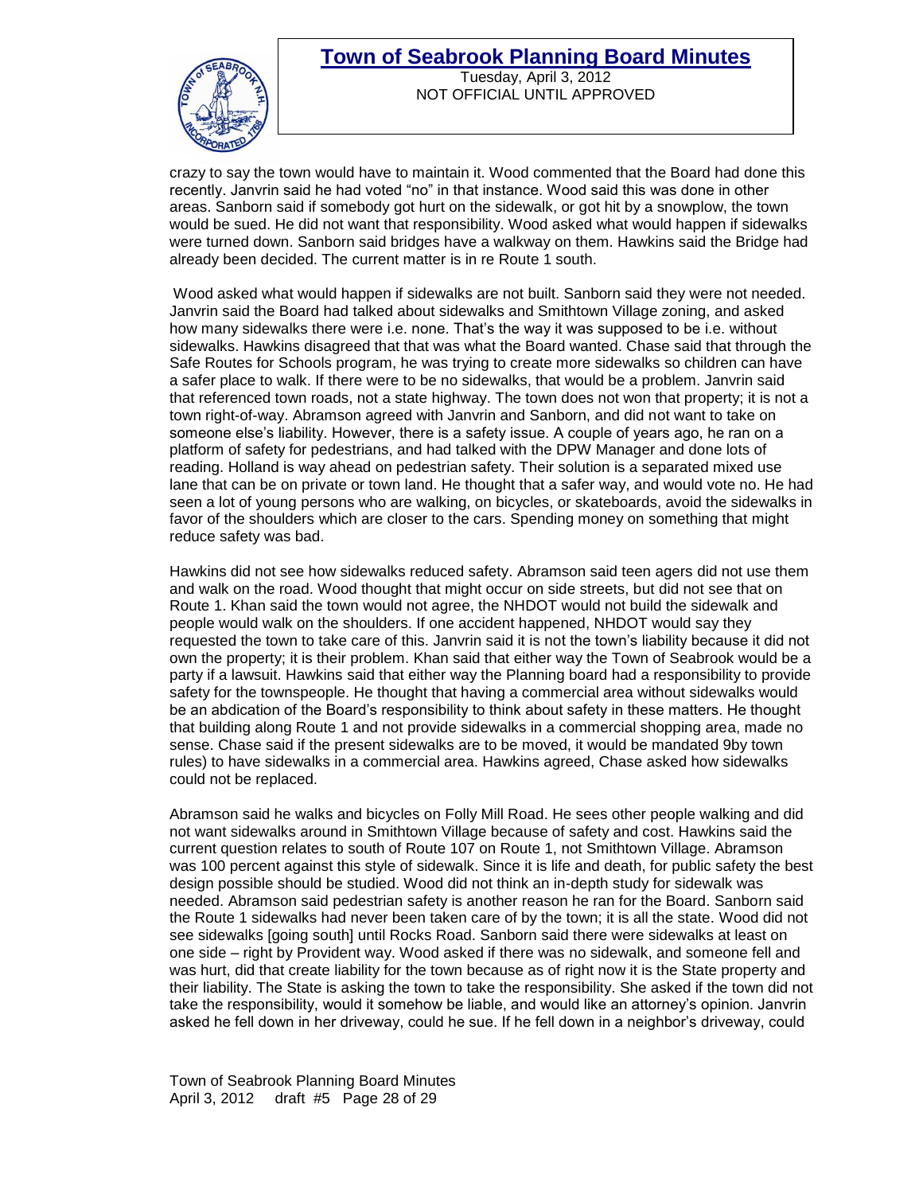crazy to say the town would have to maintain it. Wood commented that the Board had done this recently. Janvrin said he had voted "no" in that instance. Wood said this was done in other areas. Sanborn said if somebody got hurt on the sidewalk, or got hit by a snowplow, the town would be sued. He did not want that responsibility. Wood asked what would happen if sidewalks were turned down. Sanborn said bridges have a walkway on them. Hawkins said the Bridge had already been decided. The current matter is in re Route 1 south.

Wood asked what would happen if sidewalks are not built. Sanborn said they were not needed. Janvrin said the Board had talked about sidewalks and Smithtown Village zoning, and asked how many sidewalks there were i.e. none. That's the way it was supposed to be i.e. without sidewalks. Hawkins disagreed that that was what the Board wanted. Chase said that through the Safe Routes for Schools program, he was trying to create more sidewalks so children can have a safer place to walk. If there were to be no sidewalks, that would be a problem. Janvrin said that referenced town roads, not a state highway. The town does not won that property; it is not a town right-of-way. Abramson agreed with Janvrin and Sanborn, and did not want to take on someone else's liability. However, there is a safety issue. A couple of years ago, he ran on a platform of safety for pedestrians, and had talked with the DPW Manager and done lots of reading. Holland is way ahead on pedestrian safety. Their solution is a separated mixed use lane that can be on private or town land. He thought that a safer way, and would vote no. He had seen a lot of young persons who are walking, on bicycles, or skateboards, avoid the sidewalks in favor of the shoulders which are closer to the cars. Spending money on something that might reduce safety was bad.

Hawkins did not see how sidewalks reduced safety. Abramson said teen agers did not use them and walk on the road. Wood thought that might occur on side streets, but did not see that on Route 1. Khan said the town would not agree, the NHDOT would not build the sidewalk and people would walk on the shoulders. If one accident happened, NHDOT would say they requested the town to take care of this. Janvrin said it is not the town's liability because it did not own the property; it is their problem. Khan said that either way the Town of Seabrook would be a party if a lawsuit. Hawkins said that either way the Planning board had a responsibility to provide safety for the townspeople. He thought that having a commercial area without sidewalks would be an abdication of the Board's responsibility to think about safety in these matters. He thought that building along Route 1 and not provide sidewalks in a commercial shopping area, made no sense. Chase said if the present sidewalks are to be moved, it would be mandated 9by town rules) to have sidewalks in a commercial area. Hawkins agreed, Chase asked how sidewalks could not be replaced.

Abramson said he walks and bicycles on Folly Mill Road. He sees other people walking and did not want sidewalks around in Smithtown Village because of safety and cost. Hawkins said the current question relates to south of Route 107 on Route 1, not Smithtown Village. Abramson was 100 percent against this style of sidewalk. Since it is life and death, for public safety the best design possible should be studied. Wood did not think an in-depth study for sidewalk was needed. Abramson said pedestrian safety is another reason he ran for the Board. Sanborn said the Route 1 sidewalks had never been taken care of by the town; it is all the state. Wood did not see sidewalks [going south] until Rocks Road. Sanborn said there were sidewalks at least on one side – right by Provident way. Wood asked if there was no sidewalk, and someone fell and was hurt, did that create liability for the town because as of right now it is the State property and their liability. The State is asking the town to take the responsibility. She asked if the town did not take the responsibility, would it somehow be liable, and would like an attorney's opinion. Janvrin asked he fell down in her driveway, could he sue. If he fell down in a neighbor's driveway, could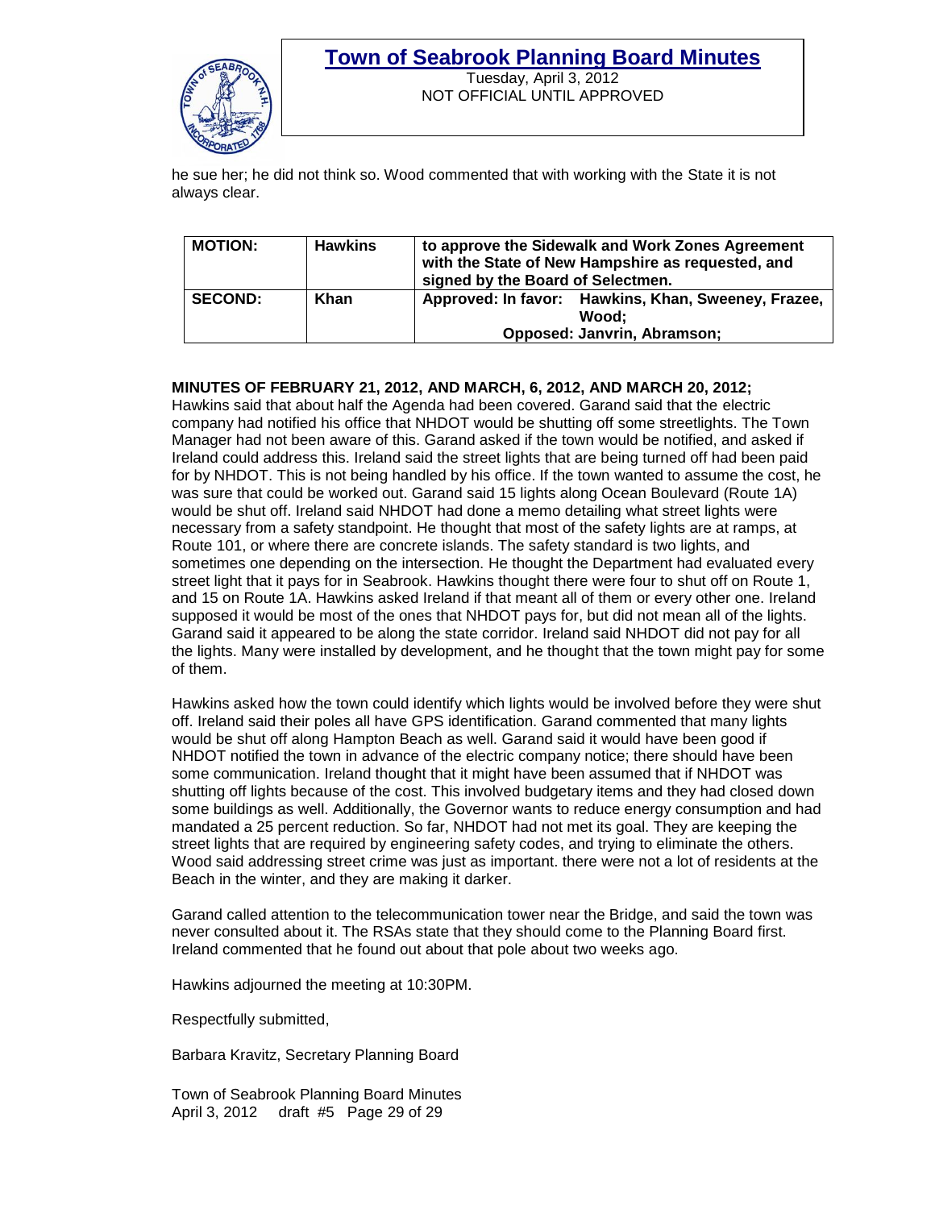he sue her; he did not think so. Wood commented that with working with the State it is not always clear.

| | | |
|---|---|---|
| **MOTION:** | **Hawkins** | **to approve the Sidewalk and Work Zones Agreement with the State of New Hampshire as requested, and signed by the Board of Selectmen.** |
| **SECOND:** | **Khan** | **Approved: In favor: Hawkins, Khan, Sweeney, Frazee, Wood; Opposed: Janvrin, Abramson;** |

**MINUTES OF FEBRUARY 21, 2012, AND MARCH, 6, 2012, AND MARCH 20, 2012;**
Hawkins said that about half the Agenda had been covered. Garand said that the electric company had notified his office that NHDOT would be shutting off some streetlights. The Town Manager had not been aware of this. Garand asked if the town would be notified, and asked if Ireland could address this. Ireland said the street lights that are being turned off had been paid for by NHDOT. This is not being handled by his office. If the town wanted to assume the cost, he was sure that could be worked out. Garand said 15 lights along Ocean Boulevard (Route 1A) would be shut off. Ireland said NHDOT had done a memo detailing what street lights were necessary from a safety standpoint. He thought that most of the safety lights are at ramps, at Route 101, or where there are concrete islands. The safety standard is two lights, and sometimes one depending on the intersection. He thought the Department had evaluated every street light that it pays for in Seabrook. Hawkins thought there were four to shut off on Route 1, and 15 on Route 1A. Hawkins asked Ireland if that meant all of them or every other one. Ireland supposed it would be most of the ones that NHDOT pays for, but did not mean all of the lights. Garand said it appeared to be along the state corridor. Ireland said NHDOT did not pay for all the lights. Many were installed by development, and he thought that the town might pay for some of them.

Hawkins asked how the town could identify which lights would be involved before they were shut off. Ireland said their poles all have GPS identification. Garand commented that many lights would be shut off along Hampton Beach as well. Garand said it would have been good if NHDOT notified the town in advance of the electric company notice; there should have been some communication. Ireland thought that it might have been assumed that if NHDOT was shutting off lights because of the cost. This involved budgetary items and they had closed down some buildings as well. Additionally, the Governor wants to reduce energy consumption and had mandated a 25 percent reduction. So far, NHDOT had not met its goal. They are keeping the street lights that are required by engineering safety codes, and trying to eliminate the others. Wood said addressing street crime was just as important. there were not a lot of residents at the Beach in the winter, and they are making it darker.

Garand called attention to the telecommunication tower near the Bridge, and said the town was never consulted about it. The RSAs state that they should come to the Planning Board first. Ireland commented that he found out about that pole about two weeks ago.

Hawkins adjourned the meeting at 10:30PM.

Respectfully submitted,

Barbara Kravitz, Secretary Planning Board